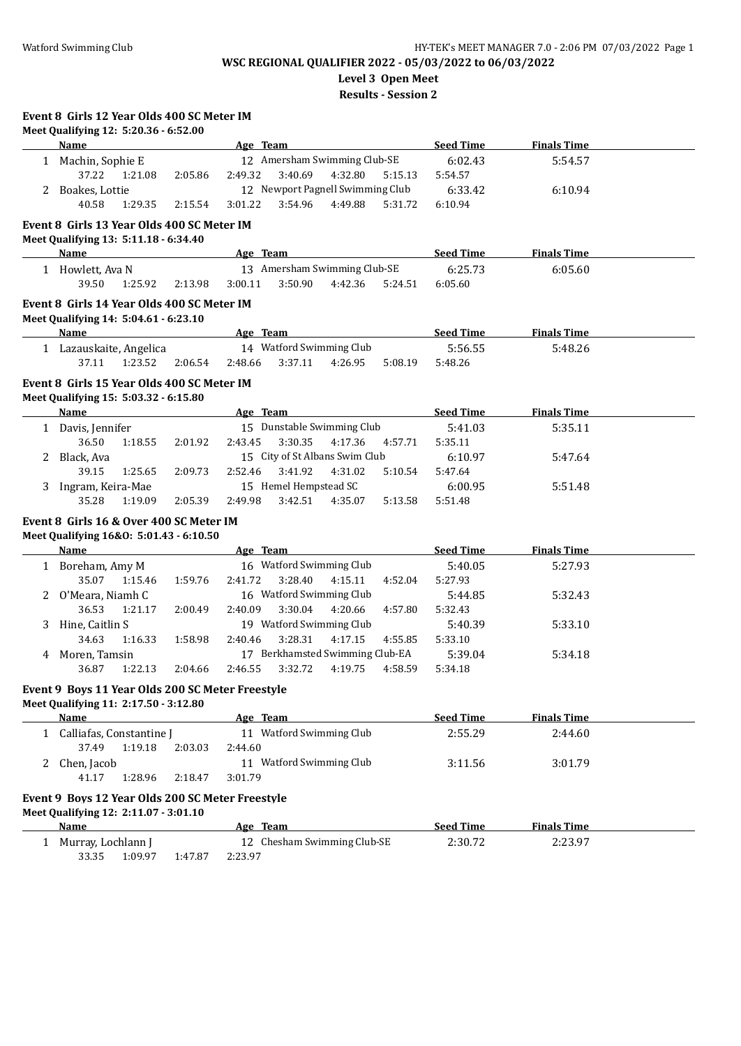WSC REGIONAL QUALIFIER 2022 - 05/03/2022 to 06/03/2022

Level 3 Open Meet

Results - Session 2

### Event 8 Girls 12 Year Olds 400 SC Meter IM

Meet Qualifying 12: 5:20.36 - 6:52.00

| | Name | Age | Team | Seed Time | Finals Time |
|---|---|---|---|---|---|
| 1 | Machin, Sophie E | 12 | Amersham Swimming Club-SE | 6:02.43 | 5:54.57 |
| | 37.22 1:21.08 2:05.86 2:49.32 3:40.69 4:32.80 5:15.13 5:54.57 | | | | |
| 2 | Boakes, Lottie | 12 | Newport Pagnell Swimming Club | 6:33.42 | 6:10.94 |
| | 40.58 1:29.35 2:15.54 3:01.22 3:54.96 4:49.88 5:31.72 6:10.94 | | | | |

### Event 8 Girls 13 Year Olds 400 SC Meter IM

Meet Qualifying 13: 5:11.18 - 6:34.40

| | Name | Age | Team | Seed Time | Finals Time |
|---|---|---|---|---|---|
| 1 | Howlett, Ava N | 13 | Amersham Swimming Club-SE | 6:25.73 | 6:05.60 |
| | 39.50 1:25.92 2:13.98 3:00.11 3:50.90 4:42.36 5:24.51 6:05.60 | | | | |

### Event 8 Girls 14 Year Olds 400 SC Meter IM

Meet Qualifying 14: 5:04.61 - 6:23.10

| | Name | Age | Team | Seed Time | Finals Time |
|---|---|---|---|---|---|
| 1 | Lazauskaite, Angelica | 14 | Watford Swimming Club | 5:56.55 | 5:48.26 |
| | 37.11 1:23.52 2:06.54 2:48.66 3:37.11 4:26.95 5:08.19 5:48.26 | | | | |

### Event 8 Girls 15 Year Olds 400 SC Meter IM

Meet Qualifying 15: 5:03.32 - 6:15.80

| | Name | Age | Team | Seed Time | Finals Time |
|---|---|---|---|---|---|
| 1 | Davis, Jennifer | 15 | Dunstable Swimming Club | 5:41.03 | 5:35.11 |
| | 36.50 1:18.55 2:01.92 2:43.45 3:30.35 4:17.36 4:57.71 5:35.11 | | | | |
| 2 | Black, Ava | 15 | City of St Albans Swim Club | 6:10.97 | 5:47.64 |
| | 39.15 1:25.65 2:09.73 2:52.46 3:41.92 4:31.02 5:10.54 5:47.64 | | | | |
| 3 | Ingram, Keira-Mae | 15 | Hemel Hempstead SC | 6:00.95 | 5:51.48 |
| | 35.28 1:19.09 2:05.39 2:49.98 3:42.51 4:35.07 5:13.58 5:51.48 | | | | |

### Event 8 Girls 16 & Over 400 SC Meter IM

Meet Qualifying 16&O: 5:01.43 - 6:10.50

| | Name | Age | Team | Seed Time | Finals Time |
|---|---|---|---|---|---|
| 1 | Boreham, Amy M | 16 | Watford Swimming Club | 5:40.05 | 5:27.93 |
| | 35.07 1:15.46 1:59.76 2:41.72 3:28.40 4:15.11 4:52.04 5:27.93 | | | | |
| 2 | O'Meara, Niamh C | 16 | Watford Swimming Club | 5:44.85 | 5:32.43 |
| | 36.53 1:21.17 2:00.49 2:40.09 3:30.04 4:20.66 4:57.80 5:32.43 | | | | |
| 3 | Hine, Caitlin S | 19 | Watford Swimming Club | 5:40.39 | 5:33.10 |
| | 34.63 1:16.33 1:58.98 2:40.46 3:28.31 4:17.15 4:55.85 5:33.10 | | | | |
| 4 | Moren, Tamsin | 17 | Berkhamsted Swimming Club-EA | 5:39.04 | 5:34.18 |
| | 36.87 1:22.13 2:04.66 2:46.55 3:32.72 4:19.75 4:58.59 5:34.18 | | | | |

### Event 9 Boys 11 Year Olds 200 SC Meter Freestyle

Meet Qualifying 11: 2:17.50 - 3:12.80

| | Name | Age | Team | Seed Time | Finals Time |
|---|---|---|---|---|---|
| 1 | Calliafas, Constantine J | 11 | Watford Swimming Club | 2:55.29 | 2:44.60 |
| | 37.49 1:19.18 2:03.03 2:44.60 | | | | |
| 2 | Chen, Jacob | 11 | Watford Swimming Club | 3:11.56 | 3:01.79 |
| | 41.17 1:28.96 2:18.47 3:01.79 | | | | |

### Event 9 Boys 12 Year Olds 200 SC Meter Freestyle

Meet Qualifying 12: 2:11.07 - 3:01.10

| | Name | Age | Team | Seed Time | Finals Time |
|---|---|---|---|---|---|
| 1 | Murray, Lochlann J | 12 | Chesham Swimming Club-SE | 2:30.72 | 2:23.97 |
| | 33.35 1:09.97 1:47.87 2:23.97 | | | | |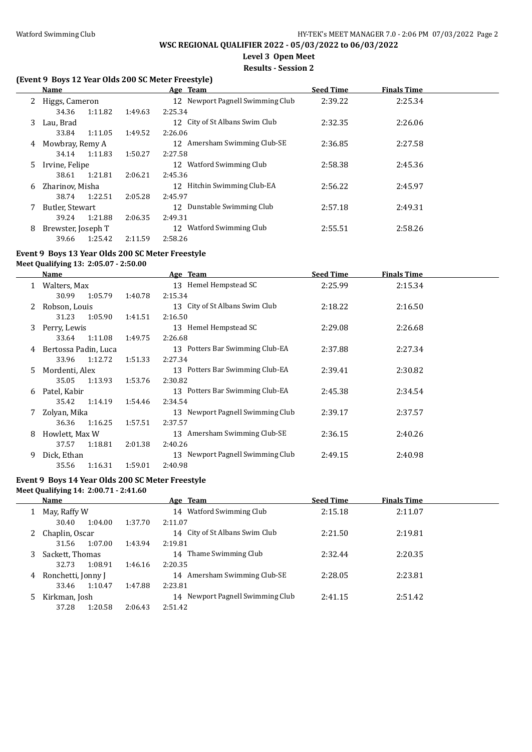## WSC REGIONAL QUALIFIER 2022 - 05/03/2022 to 06/03/2022

**Level 3 Open Meet**

**Results - Session 2**

### (Event 9 Boys 12 Year Olds 200 SC Meter Freestyle)

| | Name | | | Age | Team | Seed Time | Finals Time |
|---|---|---|---|---|---|---|---|
| 2 | Higgs, Cameron | | | 12 | Newport Pagnell Swimming Club | 2:39.22 | 2:25.34 |
| | 34.36 | 1:11.82 | 1:49.63 | 2:25.34 | | | |
| 3 | Lau, Brad | | | 12 | City of St Albans Swim Club | 2:32.35 | 2:26.06 |
| | 33.84 | 1:11.05 | 1:49.52 | 2:26.06 | | | |
| 4 | Mowbray, Remy A | | | 12 | Amersham Swimming Club-SE | 2:36.85 | 2:27.58 |
| | 34.14 | 1:11.83 | 1:50.27 | 2:27.58 | | | |
| 5 | Irvine, Felipe | | | 12 | Watford Swimming Club | 2:58.38 | 2:45.36 |
| | 38.61 | 1:21.81 | 2:06.21 | 2:45.36 | | | |
| 6 | Zharinov, Misha | | | 12 | Hitchin Swimming Club-EA | 2:56.22 | 2:45.97 |
| | 38.74 | 1:22.51 | 2:05.28 | 2:45.97 | | | |
| 7 | Butler, Stewart | | | 12 | Dunstable Swimming Club | 2:57.18 | 2:49.31 |
| | 39.24 | 1:21.88 | 2:06.35 | 2:49.31 | | | |
| 8 | Brewster, Joseph T | | | 12 | Watford Swimming Club | 2:55.51 | 2:58.26 |
| | 39.66 | 1:25.42 | 2:11.59 | 2:58.26 | | | |

### Event 9 Boys 13 Year Olds 200 SC Meter Freestyle

**Meet Qualifying 13: 2:05.07 - 2:50.00**

| | Name | | | Age | Team | Seed Time | Finals Time |
|---|---|---|---|---|---|---|---|
| 1 | Walters, Max | | | 13 | Hemel Hempstead SC | 2:25.99 | 2:15.34 |
| | 30.99 | 1:05.79 | 1:40.78 | 2:15.34 | | | |
| 2 | Robson, Louis | | | 13 | City of St Albans Swim Club | 2:18.22 | 2:16.50 |
| | 31.23 | 1:05.90 | 1:41.51 | 2:16.50 | | | |
| 3 | Perry, Lewis | | | 13 | Hemel Hempstead SC | 2:29.08 | 2:26.68 |
| | 33.64 | 1:11.08 | 1:49.75 | 2:26.68 | | | |
| 4 | Bertossa Padin, Luca | | | 13 | Potters Bar Swimming Club-EA | 2:37.88 | 2:27.34 |
| | 33.96 | 1:12.72 | 1:51.33 | 2:27.34 | | | |
| 5 | Mordenti, Alex | | | 13 | Potters Bar Swimming Club-EA | 2:39.41 | 2:30.82 |
| | 35.05 | 1:13.93 | 1:53.76 | 2:30.82 | | | |
| 6 | Patel, Kabir | | | 13 | Potters Bar Swimming Club-EA | 2:45.38 | 2:34.54 |
| | 35.42 | 1:14.19 | 1:54.46 | 2:34.54 | | | |
| 7 | Zolyan, Mika | | | 13 | Newport Pagnell Swimming Club | 2:39.17 | 2:37.57 |
| | 36.36 | 1:16.25 | 1:57.51 | 2:37.57 | | | |
| 8 | Howlett, Max W | | | 13 | Amersham Swimming Club-SE | 2:36.15 | 2:40.26 |
| | 37.57 | 1:18.81 | 2:01.38 | 2:40.26 | | | |
| 9 | Dick, Ethan | | | 13 | Newport Pagnell Swimming Club | 2:49.15 | 2:40.98 |
| | 35.56 | 1:16.31 | 1:59.01 | 2:40.98 | | | |

### Event 9 Boys 14 Year Olds 200 SC Meter Freestyle

**Meet Qualifying 14: 2:00.71 - 2:41.60**

| | Name | | | Age | Team | Seed Time | Finals Time |
|---|---|---|---|---|---|---|---|
| 1 | May, Raffy W | | | 14 | Watford Swimming Club | 2:15.18 | 2:11.07 |
| | 30.40 | 1:04.00 | 1:37.70 | 2:11.07 | | | |
| 2 | Chaplin, Oscar | | | 14 | City of St Albans Swim Club | 2:21.50 | 2:19.81 |
| | 31.56 | 1:07.00 | 1:43.94 | 2:19.81 | | | |
| 3 | Sackett, Thomas | | | 14 | Thame Swimming Club | 2:32.44 | 2:20.35 |
| | 32.73 | 1:08.91 | 1:46.16 | 2:20.35 | | | |
| 4 | Ronchetti, Jonny J | | | 14 | Amersham Swimming Club-SE | 2:28.05 | 2:23.81 |
| | 33.46 | 1:10.47 | 1:47.88 | 2:23.81 | | | |
| 5 | Kirkman, Josh | | | 14 | Newport Pagnell Swimming Club | 2:41.15 | 2:51.42 |
| | 37.28 | 1:20.58 | 2:06.43 | 2:51.42 | | | |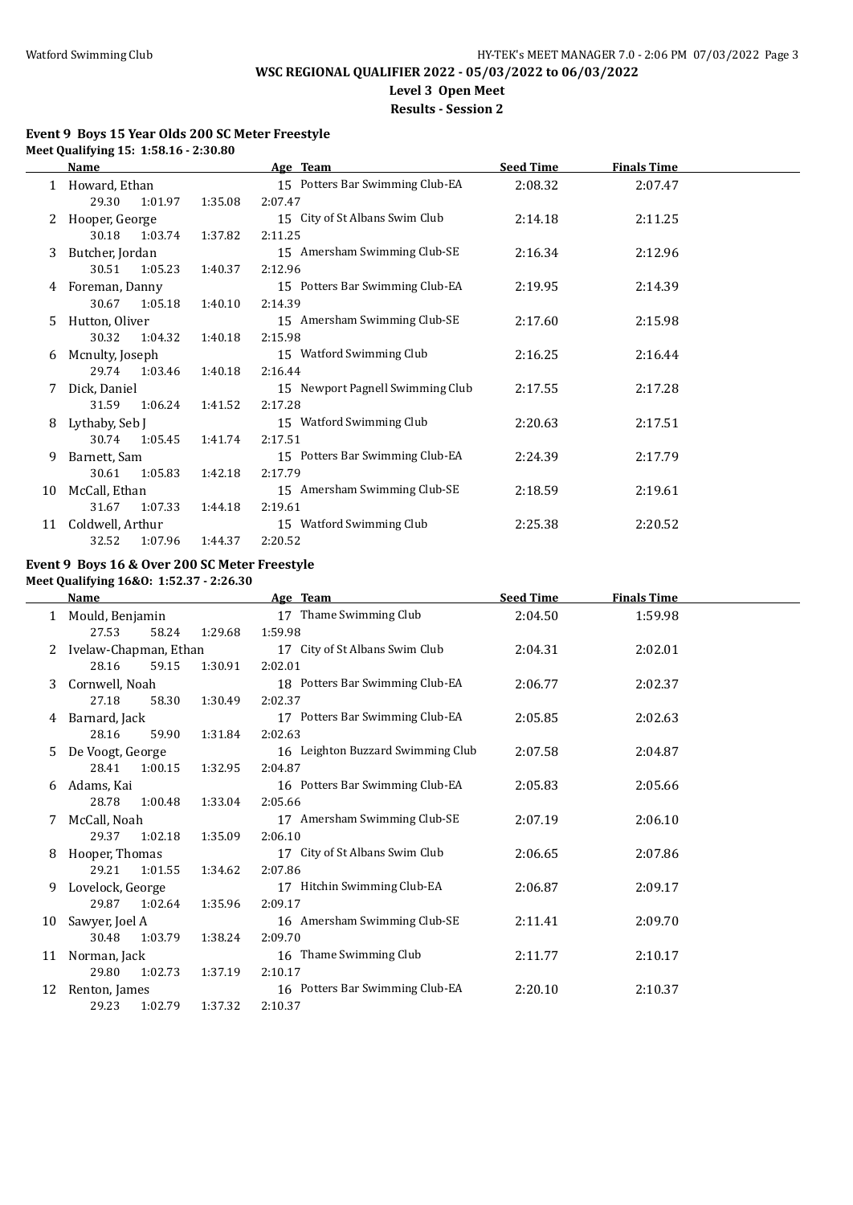## WSC REGIONAL QUALIFIER 2022 - 05/03/2022 to 06/03/2022

### Level 3 Open Meet

### Results - Session 2

**Event 9 Boys 15 Year Olds 200 SC Meter Freestyle**

**Meet Qualifying 15: 1:58.16 - 2:30.80**

| | Name | Age | Team | Seed Time | Finals Time |
|---|---|---|---|---|---|
| 1 | Howard, Ethan | 15 | Potters Bar Swimming Club-EA | 2:08.32 | 2:07.47 |
| | 29.30 1:01.97 1:35.08 2:07.47 | | | | |
| 2 | Hooper, George | 15 | City of St Albans Swim Club | 2:14.18 | 2:11.25 |
| | 30.18 1:03.74 1:37.82 2:11.25 | | | | |
| 3 | Butcher, Jordan | 15 | Amersham Swimming Club-SE | 2:16.34 | 2:12.96 |
| | 30.51 1:05.23 1:40.37 2:12.96 | | | | |
| 4 | Foreman, Danny | 15 | Potters Bar Swimming Club-EA | 2:19.95 | 2:14.39 |
| | 30.67 1:05.18 1:40.10 2:14.39 | | | | |
| 5 | Hutton, Oliver | 15 | Amersham Swimming Club-SE | 2:17.60 | 2:15.98 |
| | 30.32 1:04.32 1:40.18 2:15.98 | | | | |
| 6 | Mcnulty, Joseph | 15 | Watford Swimming Club | 2:16.25 | 2:16.44 |
| | 29.74 1:03.46 1:40.18 2:16.44 | | | | |
| 7 | Dick, Daniel | 15 | Newport Pagnell Swimming Club | 2:17.55 | 2:17.28 |
| | 31.59 1:06.24 1:41.52 2:17.28 | | | | |
| 8 | Lythaby, Seb J | 15 | Watford Swimming Club | 2:20.63 | 2:17.51 |
| | 30.74 1:05.45 1:41.74 2:17.51 | | | | |
| 9 | Barnett, Sam | 15 | Potters Bar Swimming Club-EA | 2:24.39 | 2:17.79 |
| | 30.61 1:05.83 1:42.18 2:17.79 | | | | |
| 10 | McCall, Ethan | 15 | Amersham Swimming Club-SE | 2:18.59 | 2:19.61 |
| | 31.67 1:07.33 1:44.18 2:19.61 | | | | |
| 11 | Coldwell, Arthur | 15 | Watford Swimming Club | 2:25.38 | 2:20.52 |
| | 32.52 1:07.96 1:44.37 2:20.52 | | | | |

**Event 9 Boys 16 & Over 200 SC Meter Freestyle**

**Meet Qualifying 16&O: 1:52.37 - 2:26.30**

| | Name | Age | Team | Seed Time | Finals Time |
|---|---|---|---|---|---|
| 1 | Mould, Benjamin | 17 | Thame Swimming Club | 2:04.50 | 1:59.98 |
| | 27.53 58.24 1:29.68 1:59.98 | | | | |
| 2 | Ivelaw-Chapman, Ethan | 17 | City of St Albans Swim Club | 2:04.31 | 2:02.01 |
| | 28.16 59.15 1:30.91 2:02.01 | | | | |
| 3 | Cornwell, Noah | 18 | Potters Bar Swimming Club-EA | 2:06.77 | 2:02.37 |
| | 27.18 58.30 1:30.49 2:02.37 | | | | |
| 4 | Barnard, Jack | 17 | Potters Bar Swimming Club-EA | 2:05.85 | 2:02.63 |
| | 28.16 59.90 1:31.84 2:02.63 | | | | |
| 5 | De Voogt, George | 16 | Leighton Buzzard Swimming Club | 2:07.58 | 2:04.87 |
| | 28.41 1:00.15 1:32.95 2:04.87 | | | | |
| 6 | Adams, Kai | 16 | Potters Bar Swimming Club-EA | 2:05.83 | 2:05.66 |
| | 28.78 1:00.48 1:33.04 2:05.66 | | | | |
| 7 | McCall, Noah | 17 | Amersham Swimming Club-SE | 2:07.19 | 2:06.10 |
| | 29.37 1:02.18 1:35.09 2:06.10 | | | | |
| 8 | Hooper, Thomas | 17 | City of St Albans Swim Club | 2:06.65 | 2:07.86 |
| | 29.21 1:01.55 1:34.62 2:07.86 | | | | |
| 9 | Lovelock, George | 17 | Hitchin Swimming Club-EA | 2:06.87 | 2:09.17 |
| | 29.87 1:02.64 1:35.96 2:09.17 | | | | |
| 10 | Sawyer, Joel A | 16 | Amersham Swimming Club-SE | 2:11.41 | 2:09.70 |
| | 30.48 1:03.79 1:38.24 2:09.70 | | | | |
| 11 | Norman, Jack | 16 | Thame Swimming Club | 2:11.77 | 2:10.17 |
| | 29.80 1:02.73 1:37.19 2:10.17 | | | | |
| 12 | Renton, James | 16 | Potters Bar Swimming Club-EA | 2:20.10 | 2:10.37 |
| | 29.23 1:02.79 1:37.32 2:10.37 | | | | |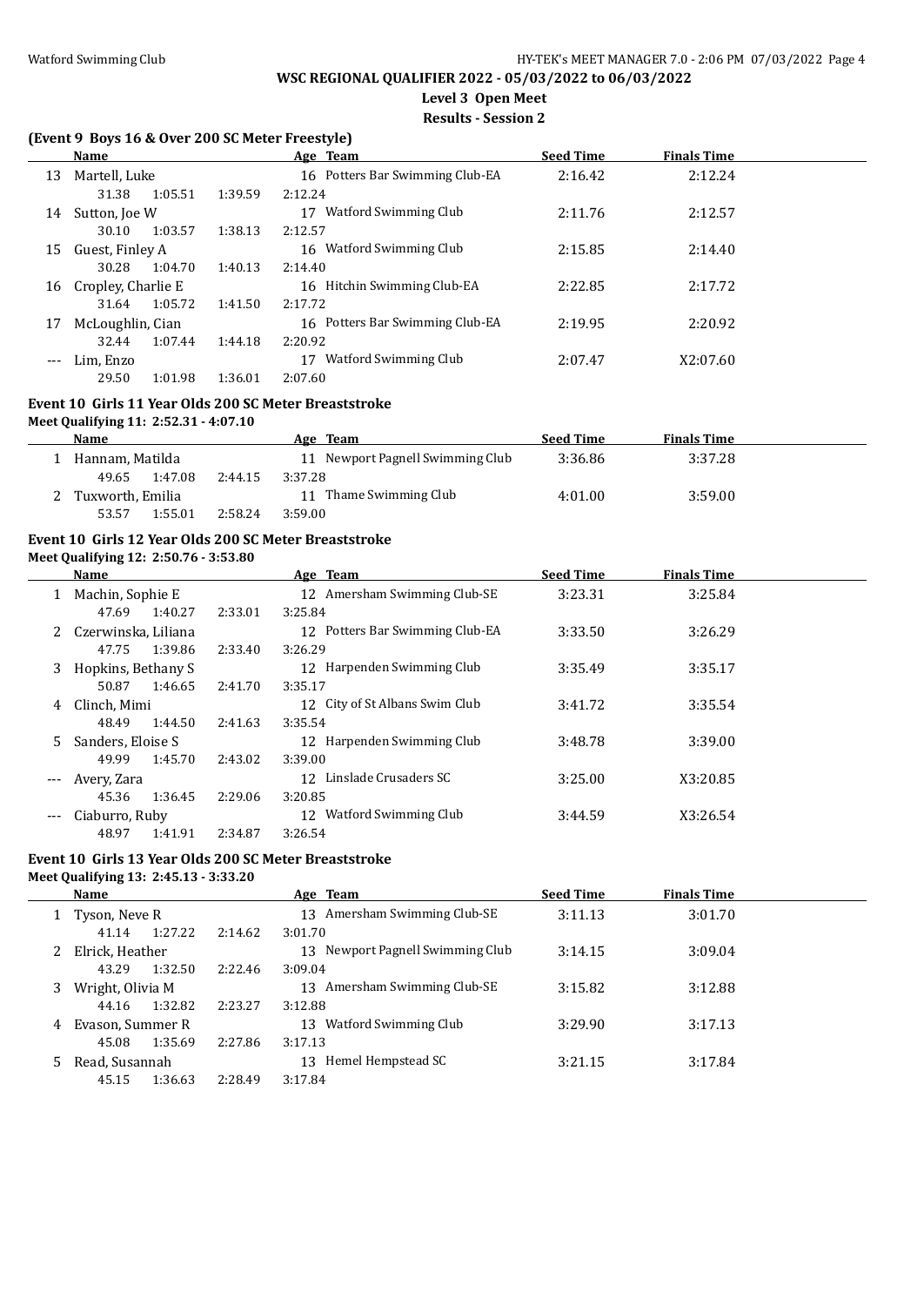# WSC REGIONAL QUALIFIER 2022 - 05/03/2022 to 06/03/2022

**Level 3 Open Meet**

**Results - Session 2**

### (Event 9 Boys 16 & Over 200 SC Meter Freestyle)

| | Name | Age | Team | Seed Time | Finals Time |
|---|---|---|---|---|---|
| 13 | Martell, Luke | 16 | Potters Bar Swimming Club-EA | 2:16.42 | 2:12.24 |
| | 31.38 1:05.51 1:39.59 2:12.24 | | | | |
| 14 | Sutton, Joe W | 17 | Watford Swimming Club | 2:11.76 | 2:12.57 |
| | 30.10 1:03.57 1:38.13 2:12.57 | | | | |
| 15 | Guest, Finley A | 16 | Watford Swimming Club | 2:15.85 | 2:14.40 |
| | 30.28 1:04.70 1:40.13 2:14.40 | | | | |
| 16 | Cropley, Charlie E | 16 | Hitchin Swimming Club-EA | 2:22.85 | 2:17.72 |
| | 31.64 1:05.72 1:41.50 2:17.72 | | | | |
| 17 | McLoughlin, Cian | 16 | Potters Bar Swimming Club-EA | 2:19.95 | 2:20.92 |
| | 32.44 1:07.44 1:44.18 2:20.92 | | | | |
| --- | Lim, Enzo | 17 | Watford Swimming Club | 2:07.47 | X2:07.60 |
| | 29.50 1:01.98 1:36.01 2:07.60 | | | | |

### Event 10 Girls 11 Year Olds 200 SC Meter Breaststroke

**Meet Qualifying 11: 2:52.31 - 4:07.10**

| | Name | Age | Team | Seed Time | Finals Time |
|---|---|---|---|---|---|
| 1 | Hannam, Matilda | 11 | Newport Pagnell Swimming Club | 3:36.86 | 3:37.28 |
| | 49.65 1:47.08 2:44.15 3:37.28 | | | | |
| 2 | Tuxworth, Emilia | 11 | Thame Swimming Club | 4:01.00 | 3:59.00 |
| | 53.57 1:55.01 2:58.24 3:59.00 | | | | |

### Event 10 Girls 12 Year Olds 200 SC Meter Breaststroke

**Meet Qualifying 12: 2:50.76 - 3:53.80**

| | Name | Age | Team | Seed Time | Finals Time |
|---|---|---|---|---|---|
| 1 | Machin, Sophie E | 12 | Amersham Swimming Club-SE | 3:23.31 | 3:25.84 |
| | 47.69 1:40.27 2:33.01 3:25.84 | | | | |
| 2 | Czerwinska, Liliana | 12 | Potters Bar Swimming Club-EA | 3:33.50 | 3:26.29 |
| | 47.75 1:39.86 2:33.40 3:26.29 | | | | |
| 3 | Hopkins, Bethany S | 12 | Harpenden Swimming Club | 3:35.49 | 3:35.17 |
| | 50.87 1:46.65 2:41.70 3:35.17 | | | | |
| 4 | Clinch, Mimi | 12 | City of St Albans Swim Club | 3:41.72 | 3:35.54 |
| | 48.49 1:44.50 2:41.63 3:35.54 | | | | |
| 5 | Sanders, Eloise S | 12 | Harpenden Swimming Club | 3:48.78 | 3:39.00 |
| | 49.99 1:45.70 2:43.02 3:39.00 | | | | |
| --- | Avery, Zara | 12 | Linslade Crusaders SC | 3:25.00 | X3:20.85 |
| | 45.36 1:36.45 2:29.06 3:20.85 | | | | |
| --- | Ciaburro, Ruby | 12 | Watford Swimming Club | 3:44.59 | X3:26.54 |
| | 48.97 1:41.91 2:34.87 3:26.54 | | | | |

### Event 10 Girls 13 Year Olds 200 SC Meter Breaststroke

**Meet Qualifying 13: 2:45.13 - 3:33.20**

| | Name | Age | Team | Seed Time | Finals Time |
|---|---|---|---|---|---|
| 1 | Tyson, Neve R | 13 | Amersham Swimming Club-SE | 3:11.13 | 3:01.70 |
| | 41.14 1:27.22 2:14.62 3:01.70 | | | | |
| 2 | Elrick, Heather | 13 | Newport Pagnell Swimming Club | 3:14.15 | 3:09.04 |
| | 43.29 1:32.50 2:22.46 3:09.04 | | | | |
| 3 | Wright, Olivia M | 13 | Amersham Swimming Club-SE | 3:15.82 | 3:12.88 |
| | 44.16 1:32.82 2:23.27 3:12.88 | | | | |
| 4 | Evason, Summer R | 13 | Watford Swimming Club | 3:29.90 | 3:17.13 |
| | 45.08 1:35.69 2:27.86 3:17.13 | | | | |
| 5 | Read, Susannah | 13 | Hemel Hempstead SC | 3:21.15 | 3:17.84 |
| | 45.15 1:36.63 2:28.49 3:17.84 | | | | |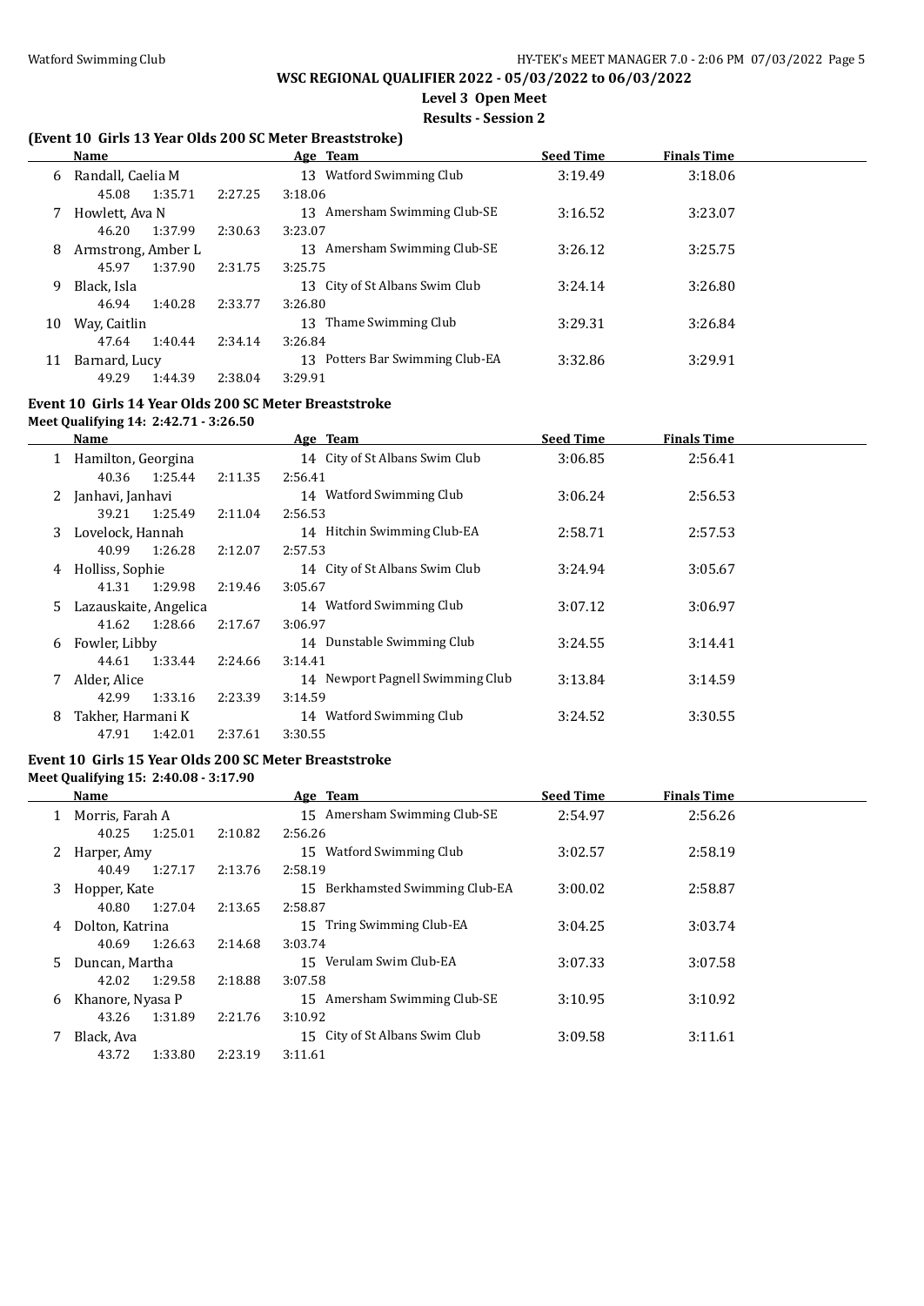# WSC REGIONAL QUALIFIER 2022 - 05/03/2022 to 06/03/2022

**Level 3 Open Meet**

**Results - Session 2**

### (Event 10 Girls 13 Year Olds 200 SC Meter Breaststroke)

| | Name | Age | Team | Seed Time | Finals Time |
|---|---|---|---|---|---|
| 6 | Randall, Caelia M | 13 | Watford Swimming Club | 3:19.49 | 3:18.06 |
| | 45.08 1:35.71 2:27.25 3:18.06 | | | | |
| 7 | Howlett, Ava N | 13 | Amersham Swimming Club-SE | 3:16.52 | 3:23.07 |
| | 46.20 1:37.99 2:30.63 3:23.07 | | | | |
| 8 | Armstrong, Amber L | 13 | Amersham Swimming Club-SE | 3:26.12 | 3:25.75 |
| | 45.97 1:37.90 2:31.75 3:25.75 | | | | |
| 9 | Black, Isla | 13 | City of St Albans Swim Club | 3:24.14 | 3:26.80 |
| | 46.94 1:40.28 2:33.77 3:26.80 | | | | |
| 10 | Way, Caitlin | 13 | Thame Swimming Club | 3:29.31 | 3:26.84 |
| | 47.64 1:40.44 2:34.14 3:26.84 | | | | |
| 11 | Barnard, Lucy | 13 | Potters Bar Swimming Club-EA | 3:32.86 | 3:29.91 |
| | 49.29 1:44.39 2:38.04 3:29.91 | | | | |

### Event 10 Girls 14 Year Olds 200 SC Meter Breaststroke

**Meet Qualifying 14: 2:42.71 - 3:26.50**

| | Name | Age | Team | Seed Time | Finals Time |
|---|---|---|---|---|---|
| 1 | Hamilton, Georgina | 14 | City of St Albans Swim Club | 3:06.85 | 2:56.41 |
| | 40.36 1:25.44 2:11.35 2:56.41 | | | | |
| 2 | Janhavi, Janhavi | 14 | Watford Swimming Club | 3:06.24 | 2:56.53 |
| | 39.21 1:25.49 2:11.04 2:56.53 | | | | |
| 3 | Lovelock, Hannah | 14 | Hitchin Swimming Club-EA | 2:58.71 | 2:57.53 |
| | 40.99 1:26.28 2:12.07 2:57.53 | | | | |
| 4 | Holliss, Sophie | 14 | City of St Albans Swim Club | 3:24.94 | 3:05.67 |
| | 41.31 1:29.98 2:19.46 3:05.67 | | | | |
| 5 | Lazauskaite, Angelica | 14 | Watford Swimming Club | 3:07.12 | 3:06.97 |
| | 41.62 1:28.66 2:17.67 3:06.97 | | | | |
| 6 | Fowler, Libby | 14 | Dunstable Swimming Club | 3:24.55 | 3:14.41 |
| | 44.61 1:33.44 2:24.66 3:14.41 | | | | |
| 7 | Alder, Alice | 14 | Newport Pagnell Swimming Club | 3:13.84 | 3:14.59 |
| | 42.99 1:33.16 2:23.39 3:14.59 | | | | |
| 8 | Takher, Harmani K | 14 | Watford Swimming Club | 3:24.52 | 3:30.55 |
| | 47.91 1:42.01 2:37.61 3:30.55 | | | | |

### Event 10 Girls 15 Year Olds 200 SC Meter Breaststroke

**Meet Qualifying 15: 2:40.08 - 3:17.90**

| | Name | Age | Team | Seed Time | Finals Time |
|---|---|---|---|---|---|
| 1 | Morris, Farah A | 15 | Amersham Swimming Club-SE | 2:54.97 | 2:56.26 |
| | 40.25 1:25.01 2:10.82 2:56.26 | | | | |
| 2 | Harper, Amy | 15 | Watford Swimming Club | 3:02.57 | 2:58.19 |
| | 40.49 1:27.17 2:13.76 2:58.19 | | | | |
| 3 | Hopper, Kate | 15 | Berkhamsted Swimming Club-EA | 3:00.02 | 2:58.87 |
| | 40.80 1:27.04 2:13.65 2:58.87 | | | | |
| 4 | Dolton, Katrina | 15 | Tring Swimming Club-EA | 3:04.25 | 3:03.74 |
| | 40.69 1:26.63 2:14.68 3:03.74 | | | | |
| 5 | Duncan, Martha | 15 | Verulam Swim Club-EA | 3:07.33 | 3:07.58 |
| | 42.02 1:29.58 2:18.88 3:07.58 | | | | |
| 6 | Khanore, Nyasa P | 15 | Amersham Swimming Club-SE | 3:10.95 | 3:10.92 |
| | 43.26 1:31.89 2:21.76 3:10.92 | | | | |
| 7 | Black, Ava | 15 | City of St Albans Swim Club | 3:09.58 | 3:11.61 |
| | 43.72 1:33.80 2:23.19 3:11.61 | | | | |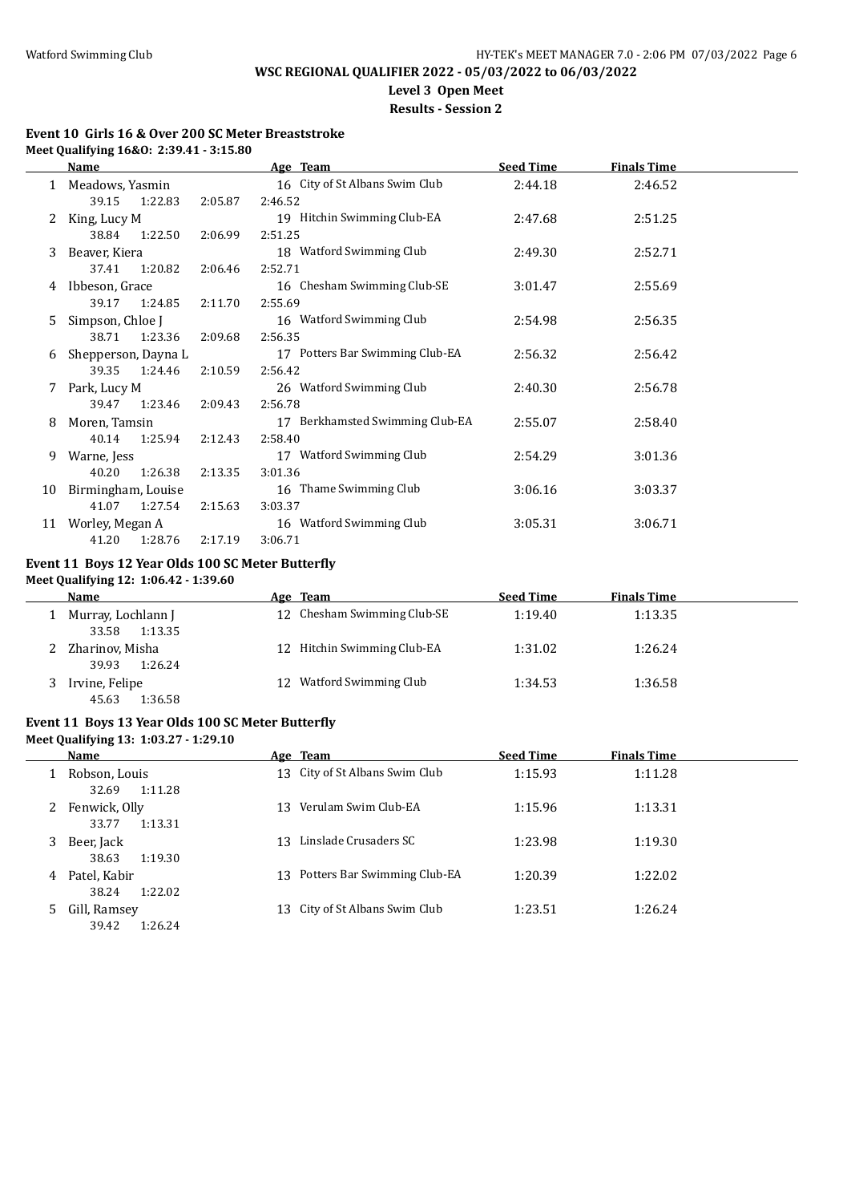**WSC REGIONAL QUALIFIER 2022 - 05/03/2022 to 06/03/2022**

**Level 3 Open Meet**

**Results - Session 2**

### Event 10 Girls 16 & Over 200 SC Meter Breaststroke

**Meet Qualifying 16&O: 2:39.41 - 3:15.80**

| | Name | Age | Team | Seed Time | Finals Time |
|---|---|---|---|---|---|
| 1 | Meadows, Yasmin | 16 | City of St Albans Swim Club | 2:44.18 | 2:46.52 |
| | 39.15 1:22.83 2:05.87 2:46.52 | | | | |
| 2 | King, Lucy M | 19 | Hitchin Swimming Club-EA | 2:47.68 | 2:51.25 |
| | 38.84 1:22.50 2:06.99 2:51.25 | | | | |
| 3 | Beaver, Kiera | 18 | Watford Swimming Club | 2:49.30 | 2:52.71 |
| | 37.41 1:20.82 2:06.46 2:52.71 | | | | |
| 4 | Ibbeson, Grace | 16 | Chesham Swimming Club-SE | 3:01.47 | 2:55.69 |
| | 39.17 1:24.85 2:11.70 2:55.69 | | | | |
| 5 | Simpson, Chloe J | 16 | Watford Swimming Club | 2:54.98 | 2:56.35 |
| | 38.71 1:23.36 2:09.68 2:56.35 | | | | |
| 6 | Shepperson, Dayna L | 17 | Potters Bar Swimming Club-EA | 2:56.32 | 2:56.42 |
| | 39.35 1:24.46 2:10.59 2:56.42 | | | | |
| 7 | Park, Lucy M | 26 | Watford Swimming Club | 2:40.30 | 2:56.78 |
| | 39.47 1:23.46 2:09.43 2:56.78 | | | | |
| 8 | Moren, Tamsin | 17 | Berkhamsted Swimming Club-EA | 2:55.07 | 2:58.40 |
| | 40.14 1:25.94 2:12.43 2:58.40 | | | | |
| 9 | Warne, Jess | 17 | Watford Swimming Club | 2:54.29 | 3:01.36 |
| | 40.20 1:26.38 2:13.35 3:01.36 | | | | |
| 10 | Birmingham, Louise | 16 | Thame Swimming Club | 3:06.16 | 3:03.37 |
| | 41.07 1:27.54 2:15.63 3:03.37 | | | | |
| 11 | Worley, Megan A | 16 | Watford Swimming Club | 3:05.31 | 3:06.71 |
| | 41.20 1:28.76 2:17.19 3:06.71 | | | | |

### Event 11 Boys 12 Year Olds 100 SC Meter Butterfly

**Meet Qualifying 12: 1:06.42 - 1:39.60**

| | Name | Age | Team | Seed Time | Finals Time |
|---|---|---|---|---|---|
| 1 | Murray, Lochlann J | 12 | Chesham Swimming Club-SE | 1:19.40 | 1:13.35 |
| | 33.58 1:13.35 | | | | |
| 2 | Zharinov, Misha | 12 | Hitchin Swimming Club-EA | 1:31.02 | 1:26.24 |
| | 39.93 1:26.24 | | | | |
| 3 | Irvine, Felipe | 12 | Watford Swimming Club | 1:34.53 | 1:36.58 |
| | 45.63 1:36.58 | | | | |

### Event 11 Boys 13 Year Olds 100 SC Meter Butterfly

**Meet Qualifying 13: 1:03.27 - 1:29.10**

| | Name | Age | Team | Seed Time | Finals Time |
|---|---|---|---|---|---|
| 1 | Robson, Louis | 13 | City of St Albans Swim Club | 1:15.93 | 1:11.28 |
| | 32.69 1:11.28 | | | | |
| 2 | Fenwick, Olly | 13 | Verulam Swim Club-EA | 1:15.96 | 1:13.31 |
| | 33.77 1:13.31 | | | | |
| 3 | Beer, Jack | 13 | Linslade Crusaders SC | 1:23.98 | 1:19.30 |
| | 38.63 1:19.30 | | | | |
| 4 | Patel, Kabir | 13 | Potters Bar Swimming Club-EA | 1:20.39 | 1:22.02 |
| | 38.24 1:22.02 | | | | |
| 5 | Gill, Ramsey | 13 | City of St Albans Swim Club | 1:23.51 | 1:26.24 |
| | 39.42 1:26.24 | | | | |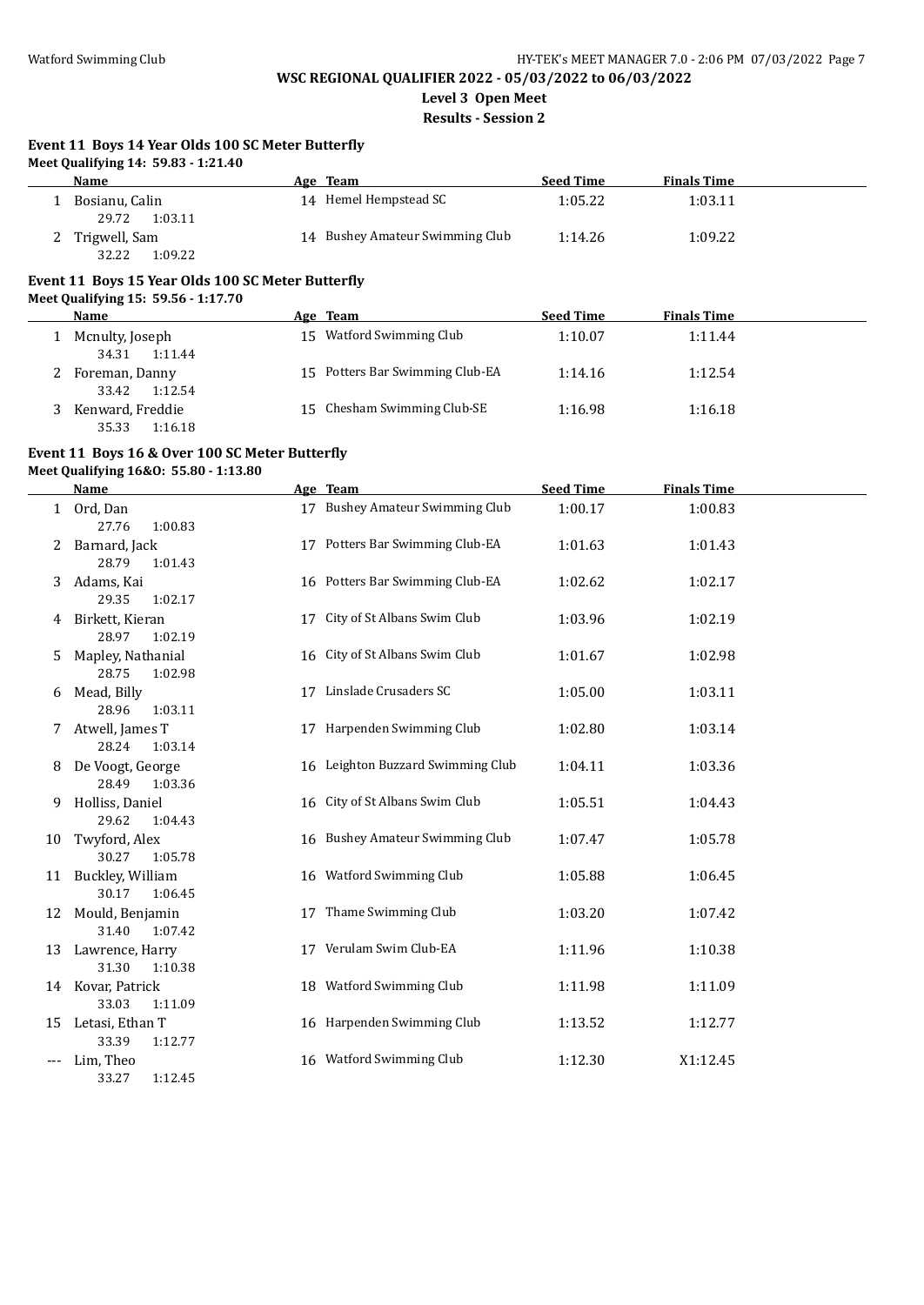**WSC REGIONAL QUALIFIER 2022 - 05/03/2022 to 06/03/2022**

**Level 3 Open Meet**

**Results - Session 2**

### Event 11 Boys 14 Year Olds 100 SC Meter Butterfly

**Meet Qualifying 14: 59.83 - 1:21.40**

| | Name | Age | Team | Seed Time | Finals Time |
|---|---|---|---|---|---|
| 1 | Bosianu, Calin | 14 | Hemel Hempstead SC | 1:05.22 | 1:03.11 |
| | 29.72 1:03.11 | | | | |
| 2 | Trigwell, Sam | 14 | Bushey Amateur Swimming Club | 1:14.26 | 1:09.22 |
| | 32.22 1:09.22 | | | | |

### Event 11 Boys 15 Year Olds 100 SC Meter Butterfly

**Meet Qualifying 15: 59.56 - 1:17.70**

| | Name | Age | Team | Seed Time | Finals Time |
|---|---|---|---|---|---|
| 1 | Mcnulty, Joseph | 15 | Watford Swimming Club | 1:10.07 | 1:11.44 |
| | 34.31 1:11.44 | | | | |
| 2 | Foreman, Danny | 15 | Potters Bar Swimming Club-EA | 1:14.16 | 1:12.54 |
| | 33.42 1:12.54 | | | | |
| 3 | Kenward, Freddie | 15 | Chesham Swimming Club-SE | 1:16.98 | 1:16.18 |
| | 35.33 1:16.18 | | | | |

### Event 11 Boys 16 & Over 100 SC Meter Butterfly

**Meet Qualifying 16&O: 55.80 - 1:13.80**

| | Name | Age | Team | Seed Time | Finals Time |
|---|---|---|---|---|---|
| 1 | Ord, Dan | 17 | Bushey Amateur Swimming Club | 1:00.17 | 1:00.83 |
| | 27.76 1:00.83 | | | | |
| 2 | Barnard, Jack | 17 | Potters Bar Swimming Club-EA | 1:01.63 | 1:01.43 |
| | 28.79 1:01.43 | | | | |
| 3 | Adams, Kai | 16 | Potters Bar Swimming Club-EA | 1:02.62 | 1:02.17 |
| | 29.35 1:02.17 | | | | |
| 4 | Birkett, Kieran | 17 | City of St Albans Swim Club | 1:03.96 | 1:02.19 |
| | 28.97 1:02.19 | | | | |
| 5 | Mapley, Nathanial | 16 | City of St Albans Swim Club | 1:01.67 | 1:02.98 |
| | 28.75 1:02.98 | | | | |
| 6 | Mead, Billy | 17 | Linslade Crusaders SC | 1:05.00 | 1:03.11 |
| | 28.96 1:03.11 | | | | |
| 7 | Atwell, James T | 17 | Harpenden Swimming Club | 1:02.80 | 1:03.14 |
| | 28.24 1:03.14 | | | | |
| 8 | De Voogt, George | 16 | Leighton Buzzard Swimming Club | 1:04.11 | 1:03.36 |
| | 28.49 1:03.36 | | | | |
| 9 | Holliss, Daniel | 16 | City of St Albans Swim Club | 1:05.51 | 1:04.43 |
| | 29.62 1:04.43 | | | | |
| 10 | Twyford, Alex | 16 | Bushey Amateur Swimming Club | 1:07.47 | 1:05.78 |
| | 30.27 1:05.78 | | | | |
| 11 | Buckley, William | 16 | Watford Swimming Club | 1:05.88 | 1:06.45 |
| | 30.17 1:06.45 | | | | |
| 12 | Mould, Benjamin | 17 | Thame Swimming Club | 1:03.20 | 1:07.42 |
| | 31.40 1:07.42 | | | | |
| 13 | Lawrence, Harry | 17 | Verulam Swim Club-EA | 1:11.96 | 1:10.38 |
| | 31.30 1:10.38 | | | | |
| 14 | Kovar, Patrick | 18 | Watford Swimming Club | 1:11.98 | 1:11.09 |
| | 33.03 1:11.09 | | | | |
| 15 | Letasi, Ethan T | 16 | Harpenden Swimming Club | 1:13.52 | 1:12.77 |
| | 33.39 1:12.77 | | | | |
| --- | Lim, Theo | 16 | Watford Swimming Club | 1:12.30 | X1:12.45 |
| | 33.27 1:12.45 | | | | |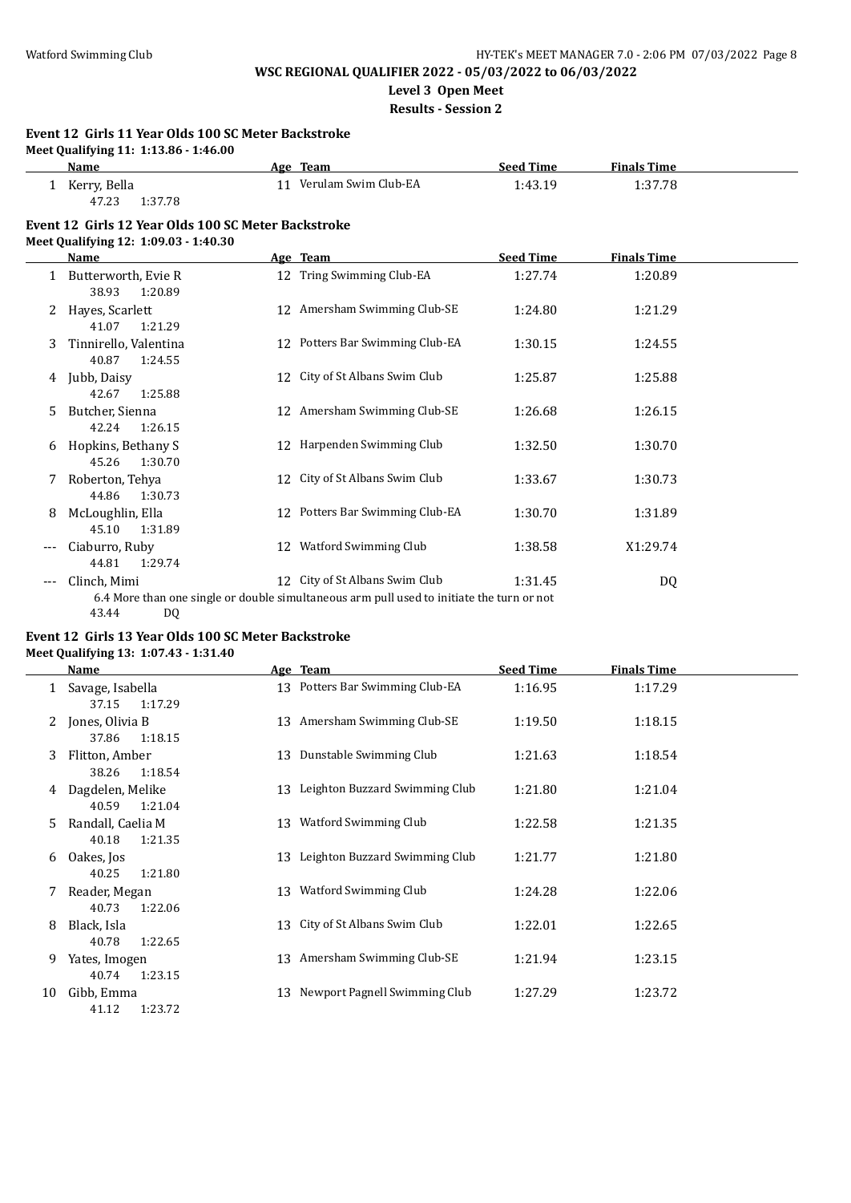**WSC REGIONAL QUALIFIER 2022 - 05/03/2022 to 06/03/2022**
**Level 3 Open Meet**
**Results - Session 2**

### Event 12 Girls 11 Year Olds 100 SC Meter Backstroke

**Meet Qualifying 11: 1:13.86 - 1:46.00**

| | Name | Age | Team | Seed Time | Finals Time |
|---|---|---|---|---|---|
| 1 | Kerry, Bella | 11 | Verulam Swim Club-EA | 1:43.19 | 1:37.78 |
| | 47.23 1:37.78 | | | | |

### Event 12 Girls 12 Year Olds 100 SC Meter Backstroke

**Meet Qualifying 12: 1:09.03 - 1:40.30**

| | Name | Age | Team | Seed Time | Finals Time |
|---|---|---|---|---|---|
| 1 | Butterworth, Evie R | 12 | Tring Swimming Club-EA | 1:27.74 | 1:20.89 |
| | 38.93 1:20.89 | | | | |
| 2 | Hayes, Scarlett | 12 | Amersham Swimming Club-SE | 1:24.80 | 1:21.29 |
| | 41.07 1:21.29 | | | | |
| 3 | Tinnirello, Valentina | 12 | Potters Bar Swimming Club-EA | 1:30.15 | 1:24.55 |
| | 40.87 1:24.55 | | | | |
| 4 | Jubb, Daisy | 12 | City of St Albans Swim Club | 1:25.87 | 1:25.88 |
| | 42.67 1:25.88 | | | | |
| 5 | Butcher, Sienna | 12 | Amersham Swimming Club-SE | 1:26.68 | 1:26.15 |
| | 42.24 1:26.15 | | | | |
| 6 | Hopkins, Bethany S | 12 | Harpenden Swimming Club | 1:32.50 | 1:30.70 |
| | 45.26 1:30.70 | | | | |
| 7 | Roberton, Tehya | 12 | City of St Albans Swim Club | 1:33.67 | 1:30.73 |
| | 44.86 1:30.73 | | | | |
| 8 | McLoughlin, Ella | 12 | Potters Bar Swimming Club-EA | 1:30.70 | 1:31.89 |
| | 45.10 1:31.89 | | | | |
| --- | Ciaburro, Ruby | 12 | Watford Swimming Club | 1:38.58 | X1:29.74 |
| | 44.81 1:29.74 | | | | |
| --- | Clinch, Mimi | 12 | City of St Albans Swim Club | 1:31.45 | DQ |
| | 6.4 More than one single or double simultaneous arm pull used to initiate the turn or not | | | | |
| | 43.44 DQ | | | | |

### Event 12 Girls 13 Year Olds 100 SC Meter Backstroke

**Meet Qualifying 13: 1:07.43 - 1:31.40**

| | Name | Age | Team | Seed Time | Finals Time |
|---|---|---|---|---|---|
| 1 | Savage, Isabella | 13 | Potters Bar Swimming Club-EA | 1:16.95 | 1:17.29 |
| | 37.15 1:17.29 | | | | |
| 2 | Jones, Olivia B | 13 | Amersham Swimming Club-SE | 1:19.50 | 1:18.15 |
| | 37.86 1:18.15 | | | | |
| 3 | Flitton, Amber | 13 | Dunstable Swimming Club | 1:21.63 | 1:18.54 |
| | 38.26 1:18.54 | | | | |
| 4 | Dagdelen, Melike | 13 | Leighton Buzzard Swimming Club | 1:21.80 | 1:21.04 |
| | 40.59 1:21.04 | | | | |
| 5 | Randall, Caelia M | 13 | Watford Swimming Club | 1:22.58 | 1:21.35 |
| | 40.18 1:21.35 | | | | |
| 6 | Oakes, Jos | 13 | Leighton Buzzard Swimming Club | 1:21.77 | 1:21.80 |
| | 40.25 1:21.80 | | | | |
| 7 | Reader, Megan | 13 | Watford Swimming Club | 1:24.28 | 1:22.06 |
| | 40.73 1:22.06 | | | | |
| 8 | Black, Isla | 13 | City of St Albans Swim Club | 1:22.01 | 1:22.65 |
| | 40.78 1:22.65 | | | | |
| 9 | Yates, Imogen | 13 | Amersham Swimming Club-SE | 1:21.94 | 1:23.15 |
| | 40.74 1:23.15 | | | | |
| 10 | Gibb, Emma | 13 | Newport Pagnell Swimming Club | 1:27.29 | 1:23.72 |
| | 41.12 1:23.72 | | | | |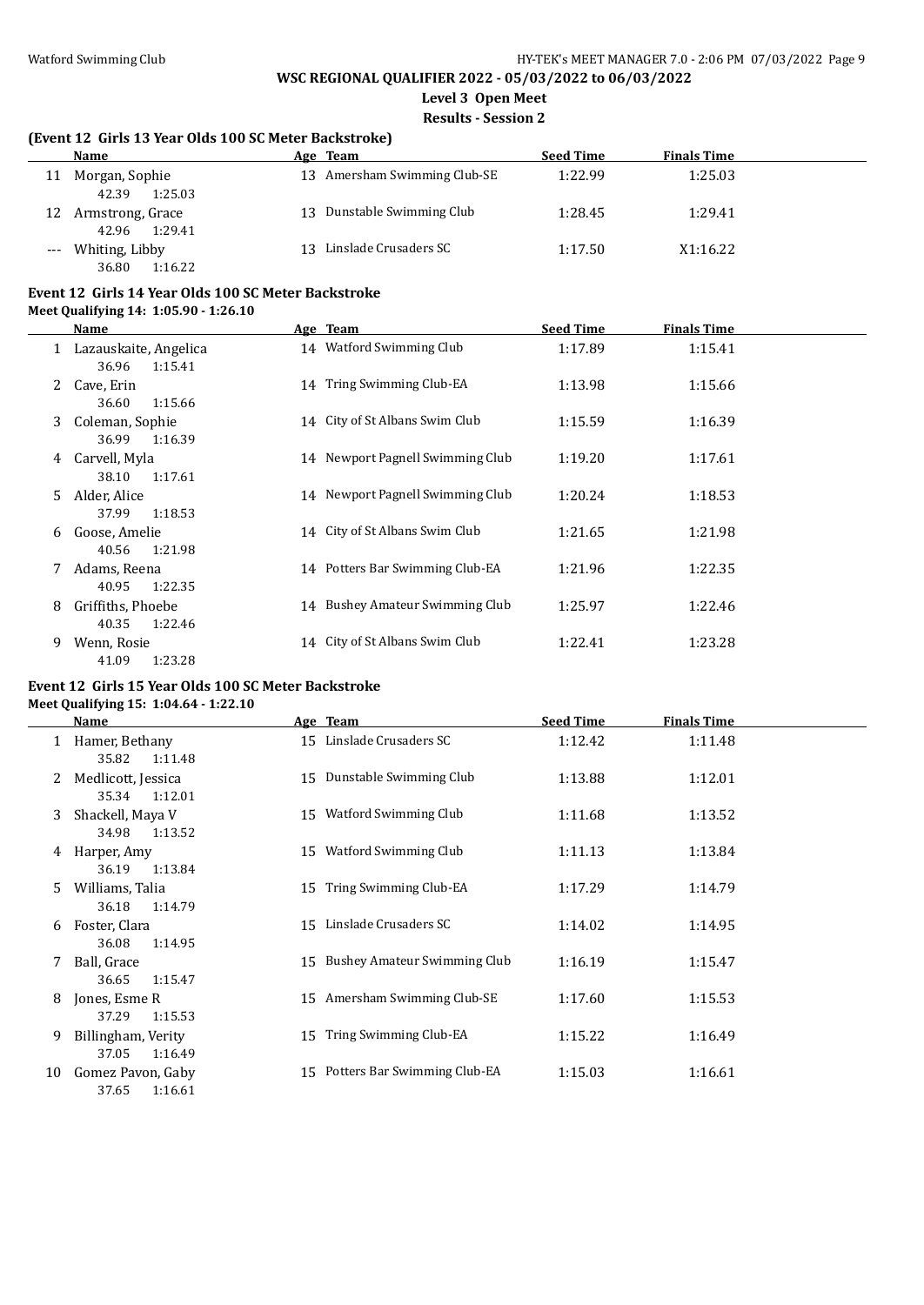# WSC REGIONAL QUALIFIER 2022 - 05/03/2022 to 06/03/2022

**Level 3 Open Meet**

**Results - Session 2**

### (Event 12 Girls 13 Year Olds 100 SC Meter Backstroke)

| | Name | Age | Team | Seed Time | Finals Time |
|---|---|---|---|---|---|
| 11 | Morgan, Sophie | 13 | Amersham Swimming Club-SE | 1:22.99 | 1:25.03 |
| | 42.39 1:25.03 | | | | |
| 12 | Armstrong, Grace | 13 | Dunstable Swimming Club | 1:28.45 | 1:29.41 |
| | 42.96 1:29.41 | | | | |
| --- | Whiting, Libby | 13 | Linslade Crusaders SC | 1:17.50 | X1:16.22 |
| | 36.80 1:16.22 | | | | |

### Event 12 Girls 14 Year Olds 100 SC Meter Backstroke

**Meet Qualifying 14: 1:05.90 - 1:26.10**

| | Name | Age | Team | Seed Time | Finals Time |
|---|---|---|---|---|---|
| 1 | Lazauskaite, Angelica | 14 | Watford Swimming Club | 1:17.89 | 1:15.41 |
| | 36.96 1:15.41 | | | | |
| 2 | Cave, Erin | 14 | Tring Swimming Club-EA | 1:13.98 | 1:15.66 |
| | 36.60 1:15.66 | | | | |
| 3 | Coleman, Sophie | 14 | City of St Albans Swim Club | 1:15.59 | 1:16.39 |
| | 36.99 1:16.39 | | | | |
| 4 | Carvell, Myla | 14 | Newport Pagnell Swimming Club | 1:19.20 | 1:17.61 |
| | 38.10 1:17.61 | | | | |
| 5 | Alder, Alice | 14 | Newport Pagnell Swimming Club | 1:20.24 | 1:18.53 |
| | 37.99 1:18.53 | | | | |
| 6 | Goose, Amelie | 14 | City of St Albans Swim Club | 1:21.65 | 1:21.98 |
| | 40.56 1:21.98 | | | | |
| 7 | Adams, Reena | 14 | Potters Bar Swimming Club-EA | 1:21.96 | 1:22.35 |
| | 40.95 1:22.35 | | | | |
| 8 | Griffiths, Phoebe | 14 | Bushey Amateur Swimming Club | 1:25.97 | 1:22.46 |
| | 40.35 1:22.46 | | | | |
| 9 | Wenn, Rosie | 14 | City of St Albans Swim Club | 1:22.41 | 1:23.28 |
| | 41.09 1:23.28 | | | | |

### Event 12 Girls 15 Year Olds 100 SC Meter Backstroke

**Meet Qualifying 15: 1:04.64 - 1:22.10**

| | Name | Age | Team | Seed Time | Finals Time |
|---|---|---|---|---|---|
| 1 | Hamer, Bethany | 15 | Linslade Crusaders SC | 1:12.42 | 1:11.48 |
| | 35.82 1:11.48 | | | | |
| 2 | Medlicott, Jessica | 15 | Dunstable Swimming Club | 1:13.88 | 1:12.01 |
| | 35.34 1:12.01 | | | | |
| 3 | Shackell, Maya V | 15 | Watford Swimming Club | 1:11.68 | 1:13.52 |
| | 34.98 1:13.52 | | | | |
| 4 | Harper, Amy | 15 | Watford Swimming Club | 1:11.13 | 1:13.84 |
| | 36.19 1:13.84 | | | | |
| 5 | Williams, Talia | 15 | Tring Swimming Club-EA | 1:17.29 | 1:14.79 |
| | 36.18 1:14.79 | | | | |
| 6 | Foster, Clara | 15 | Linslade Crusaders SC | 1:14.02 | 1:14.95 |
| | 36.08 1:14.95 | | | | |
| 7 | Ball, Grace | 15 | Bushey Amateur Swimming Club | 1:16.19 | 1:15.47 |
| | 36.65 1:15.47 | | | | |
| 8 | Jones, Esme R | 15 | Amersham Swimming Club-SE | 1:17.60 | 1:15.53 |
| | 37.29 1:15.53 | | | | |
| 9 | Billingham, Verity | 15 | Tring Swimming Club-EA | 1:15.22 | 1:16.49 |
| | 37.05 1:16.49 | | | | |
| 10 | Gomez Pavon, Gaby | 15 | Potters Bar Swimming Club-EA | 1:15.03 | 1:16.61 |
| | 37.65 1:16.61 | | | | |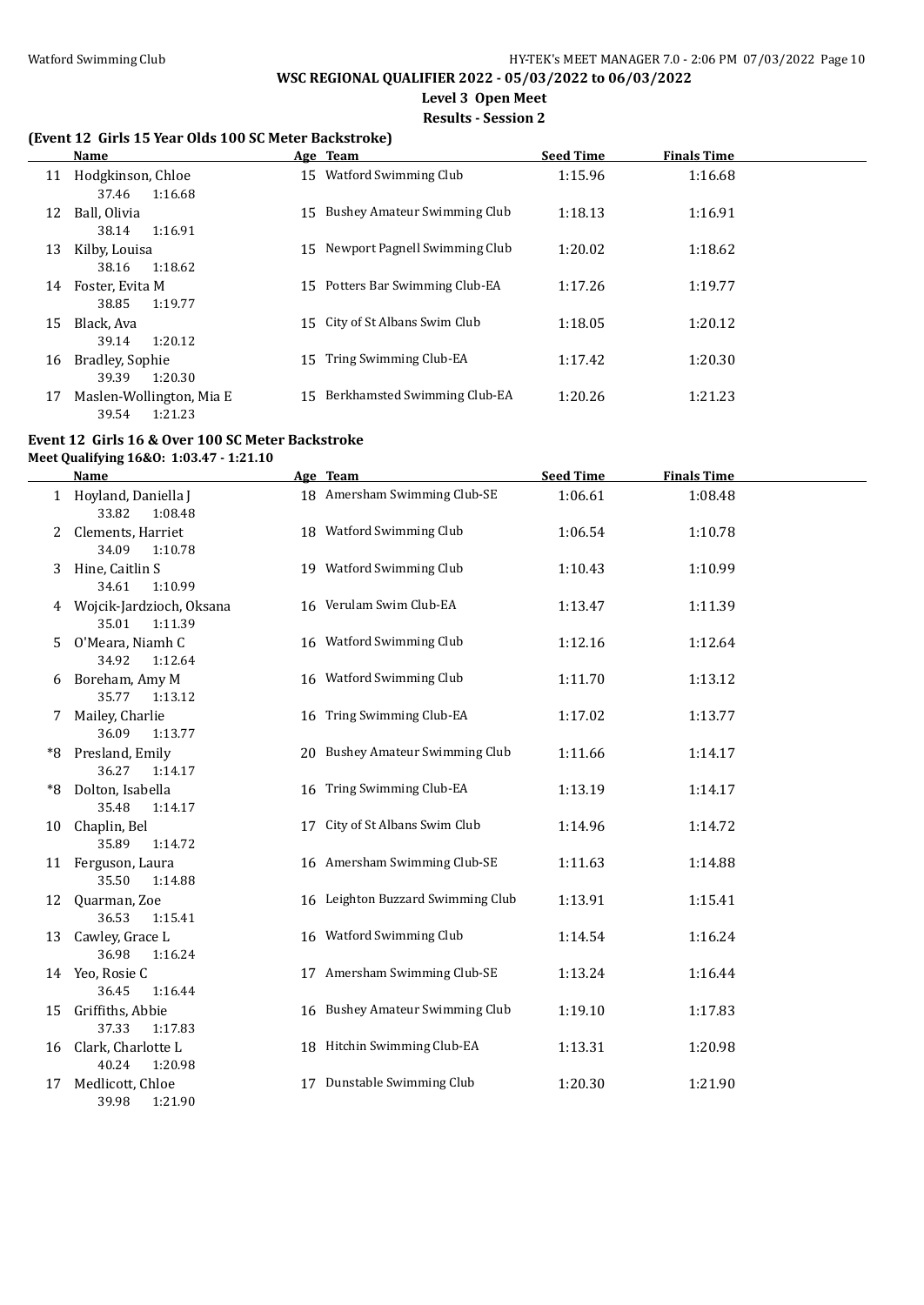# WSC REGIONAL QUALIFIER 2022 - 05/03/2022 to 06/03/2022

**Level 3 Open Meet**

**Results - Session 2**

### (Event 12 Girls 15 Year Olds 100 SC Meter Backstroke)

| | Name | Age | Team | Seed Time | Finals Time |
|---|---|---|---|---|---|
| 11 | Hodgkinson, Chloe<br>37.46 1:16.68 | 15 | Watford Swimming Club | 1:15.96 | 1:16.68 |
| 12 | Ball, Olivia<br>38.14 1:16.91 | 15 | Bushey Amateur Swimming Club | 1:18.13 | 1:16.91 |
| 13 | Kilby, Louisa<br>38.16 1:18.62 | 15 | Newport Pagnell Swimming Club | 1:20.02 | 1:18.62 |
| 14 | Foster, Evita M<br>38.85 1:19.77 | 15 | Potters Bar Swimming Club-EA | 1:17.26 | 1:19.77 |
| 15 | Black, Ava<br>39.14 1:20.12 | 15 | City of St Albans Swim Club | 1:18.05 | 1:20.12 |
| 16 | Bradley, Sophie<br>39.39 1:20.30 | 15 | Tring Swimming Club-EA | 1:17.42 | 1:20.30 |
| 17 | Maslen-Wollington, Mia E<br>39.54 1:21.23 | 15 | Berkhamsted Swimming Club-EA | 1:20.26 | 1:21.23 |

### Event 12 Girls 16 & Over 100 SC Meter Backstroke

**Meet Qualifying 16&O: 1:03.47 - 1:21.10**

| | Name | Age | Team | Seed Time | Finals Time |
|---|---|---|---|---|---|
| 1 | Hoyland, Daniella J<br>33.82 1:08.48 | 18 | Amersham Swimming Club-SE | 1:06.61 | 1:08.48 |
| 2 | Clements, Harriet<br>34.09 1:10.78 | 18 | Watford Swimming Club | 1:06.54 | 1:10.78 |
| 3 | Hine, Caitlin S<br>34.61 1:10.99 | 19 | Watford Swimming Club | 1:10.43 | 1:10.99 |
| 4 | Wojcik-Jardzioch, Oksana<br>35.01 1:11.39 | 16 | Verulam Swim Club-EA | 1:13.47 | 1:11.39 |
| 5 | O'Meara, Niamh C<br>34.92 1:12.64 | 16 | Watford Swimming Club | 1:12.16 | 1:12.64 |
| 6 | Boreham, Amy M<br>35.77 1:13.12 | 16 | Watford Swimming Club | 1:11.70 | 1:13.12 |
| 7 | Mailey, Charlie<br>36.09 1:13.77 | 16 | Tring Swimming Club-EA | 1:17.02 | 1:13.77 |
| *8 | Presland, Emily<br>36.27 1:14.17 | 20 | Bushey Amateur Swimming Club | 1:11.66 | 1:14.17 |
| *8 | Dolton, Isabella<br>35.48 1:14.17 | 16 | Tring Swimming Club-EA | 1:13.19 | 1:14.17 |
| 10 | Chaplin, Bel<br>35.89 1:14.72 | 17 | City of St Albans Swim Club | 1:14.96 | 1:14.72 |
| 11 | Ferguson, Laura<br>35.50 1:14.88 | 16 | Amersham Swimming Club-SE | 1:11.63 | 1:14.88 |
| 12 | Quarman, Zoe<br>36.53 1:15.41 | 16 | Leighton Buzzard Swimming Club | 1:13.91 | 1:15.41 |
| 13 | Cawley, Grace L<br>36.98 1:16.24 | 16 | Watford Swimming Club | 1:14.54 | 1:16.24 |
| 14 | Yeo, Rosie C<br>36.45 1:16.44 | 17 | Amersham Swimming Club-SE | 1:13.24 | 1:16.44 |
| 15 | Griffiths, Abbie<br>37.33 1:17.83 | 16 | Bushey Amateur Swimming Club | 1:19.10 | 1:17.83 |
| 16 | Clark, Charlotte L<br>40.24 1:20.98 | 18 | Hitchin Swimming Club-EA | 1:13.31 | 1:20.98 |
| 17 | Medlicott, Chloe<br>39.98 1:21.90 | 17 | Dunstable Swimming Club | 1:20.30 | 1:21.90 |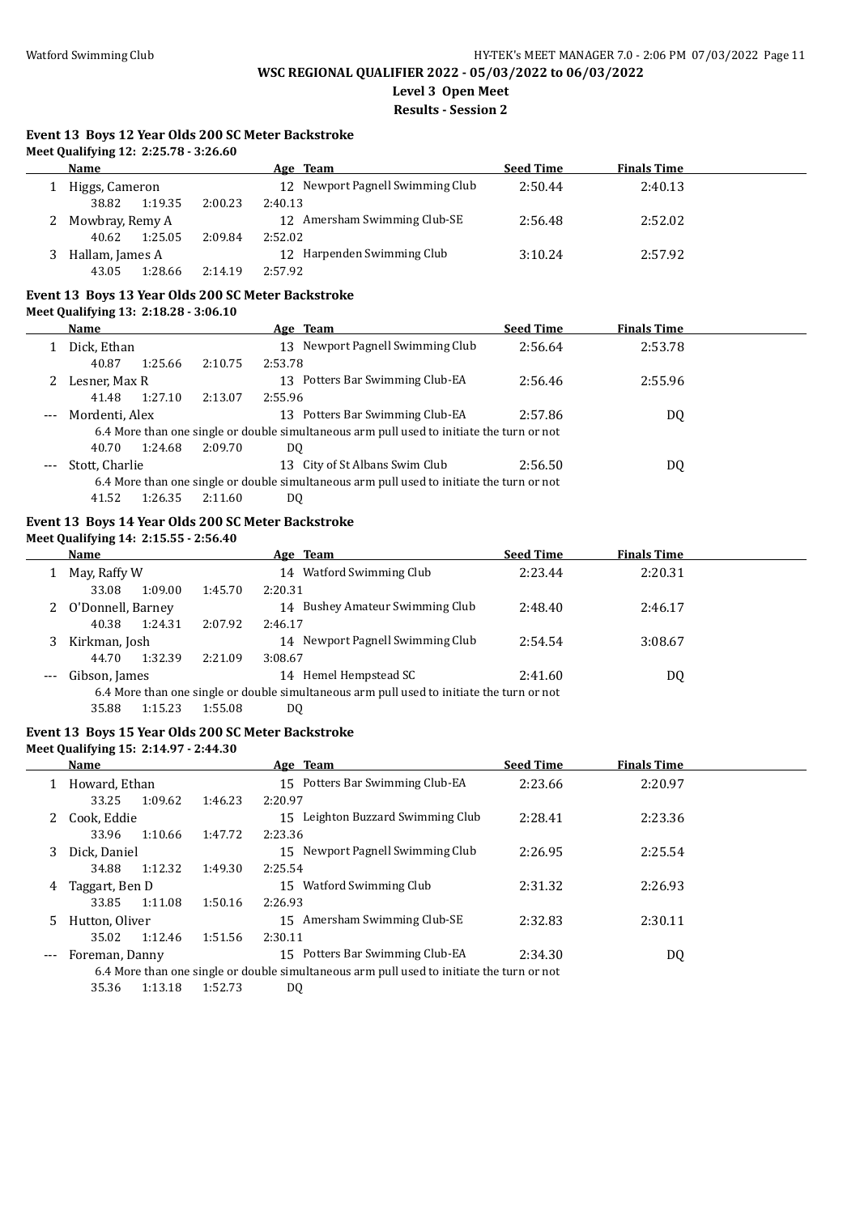**WSC REGIONAL QUALIFIER 2022 - 05/03/2022 to 06/03/2022**
**Level 3 Open Meet**
**Results - Session 2**

### Event 13 Boys 12 Year Olds 200 SC Meter Backstroke

Meet Qualifying 12: 2:25.78 - 3:26.60

| | Name | Age | Team | Seed Time | Finals Time |
|---|---|---|---|---|---|
| 1 | Higgs, Cameron | 12 | Newport Pagnell Swimming Club | 2:50.44 | 2:40.13 |
| | 38.82 1:19.35 2:00.23 2:40.13 | | | | |
| 2 | Mowbray, Remy A | 12 | Amersham Swimming Club-SE | 2:56.48 | 2:52.02 |
| | 40.62 1:25.05 2:09.84 2:52.02 | | | | |
| 3 | Hallam, James A | 12 | Harpenden Swimming Club | 3:10.24 | 2:57.92 |
| | 43.05 1:28.66 2:14.19 2:57.92 | | | | |

### Event 13 Boys 13 Year Olds 200 SC Meter Backstroke

Meet Qualifying 13: 2:18.28 - 3:06.10

| | Name | Age | Team | Seed Time | Finals Time |
|---|---|---|---|---|---|
| 1 | Dick, Ethan | 13 | Newport Pagnell Swimming Club | 2:56.64 | 2:53.78 |
| | 40.87 1:25.66 2:10.75 2:53.78 | | | | |
| 2 | Lesner, Max R | 13 | Potters Bar Swimming Club-EA | 2:56.46 | 2:55.96 |
| | 41.48 1:27.10 2:13.07 2:55.96 | | | | |
| --- | Mordenti, Alex | 13 | Potters Bar Swimming Club-EA | 2:57.86 | DQ |
| | 6.4 More than one single or double simultaneous arm pull used to initiate the turn or not | | | | |
| | 40.70 1:24.68 2:09.70 DQ | | | | |
| --- | Stott, Charlie | 13 | City of St Albans Swim Club | 2:56.50 | DQ |
| | 6.4 More than one single or double simultaneous arm pull used to initiate the turn or not | | | | |
| | 41.52 1:26.35 2:11.60 DQ | | | | |

### Event 13 Boys 14 Year Olds 200 SC Meter Backstroke

Meet Qualifying 14: 2:15.55 - 2:56.40

| | Name | Age | Team | Seed Time | Finals Time |
|---|---|---|---|---|---|
| 1 | May, Raffy W | 14 | Watford Swimming Club | 2:23.44 | 2:20.31 |
| | 33.08 1:09.00 1:45.70 2:20.31 | | | | |
| 2 | O'Donnell, Barney | 14 | Bushey Amateur Swimming Club | 2:48.40 | 2:46.17 |
| | 40.38 1:24.31 2:07.92 2:46.17 | | | | |
| 3 | Kirkman, Josh | 14 | Newport Pagnell Swimming Club | 2:54.54 | 3:08.67 |
| | 44.70 1:32.39 2:21.09 3:08.67 | | | | |
| --- | Gibson, James | 14 | Hemel Hempstead SC | 2:41.60 | DQ |
| | 6.4 More than one single or double simultaneous arm pull used to initiate the turn or not | | | | |
| | 35.88 1:15.23 1:55.08 DQ | | | | |

### Event 13 Boys 15 Year Olds 200 SC Meter Backstroke

Meet Qualifying 15: 2:14.97 - 2:44.30

| | Name | Age | Team | Seed Time | Finals Time |
|---|---|---|---|---|---|
| 1 | Howard, Ethan | 15 | Potters Bar Swimming Club-EA | 2:23.66 | 2:20.97 |
| | 33.25 1:09.62 1:46.23 2:20.97 | | | | |
| 2 | Cook, Eddie | 15 | Leighton Buzzard Swimming Club | 2:28.41 | 2:23.36 |
| | 33.96 1:10.66 1:47.72 2:23.36 | | | | |
| 3 | Dick, Daniel | 15 | Newport Pagnell Swimming Club | 2:26.95 | 2:25.54 |
| | 34.88 1:12.32 1:49.30 2:25.54 | | | | |
| 4 | Taggart, Ben D | 15 | Watford Swimming Club | 2:31.32 | 2:26.93 |
| | 33.85 1:11.08 1:50.16 2:26.93 | | | | |
| 5 | Hutton, Oliver | 15 | Amersham Swimming Club-SE | 2:32.83 | 2:30.11 |
| | 35.02 1:12.46 1:51.56 2:30.11 | | | | |
| --- | Foreman, Danny | 15 | Potters Bar Swimming Club-EA | 2:34.30 | DQ |
| | 6.4 More than one single or double simultaneous arm pull used to initiate the turn or not | | | | |
| | 35.36 1:13.18 1:52.73 DQ | | | | |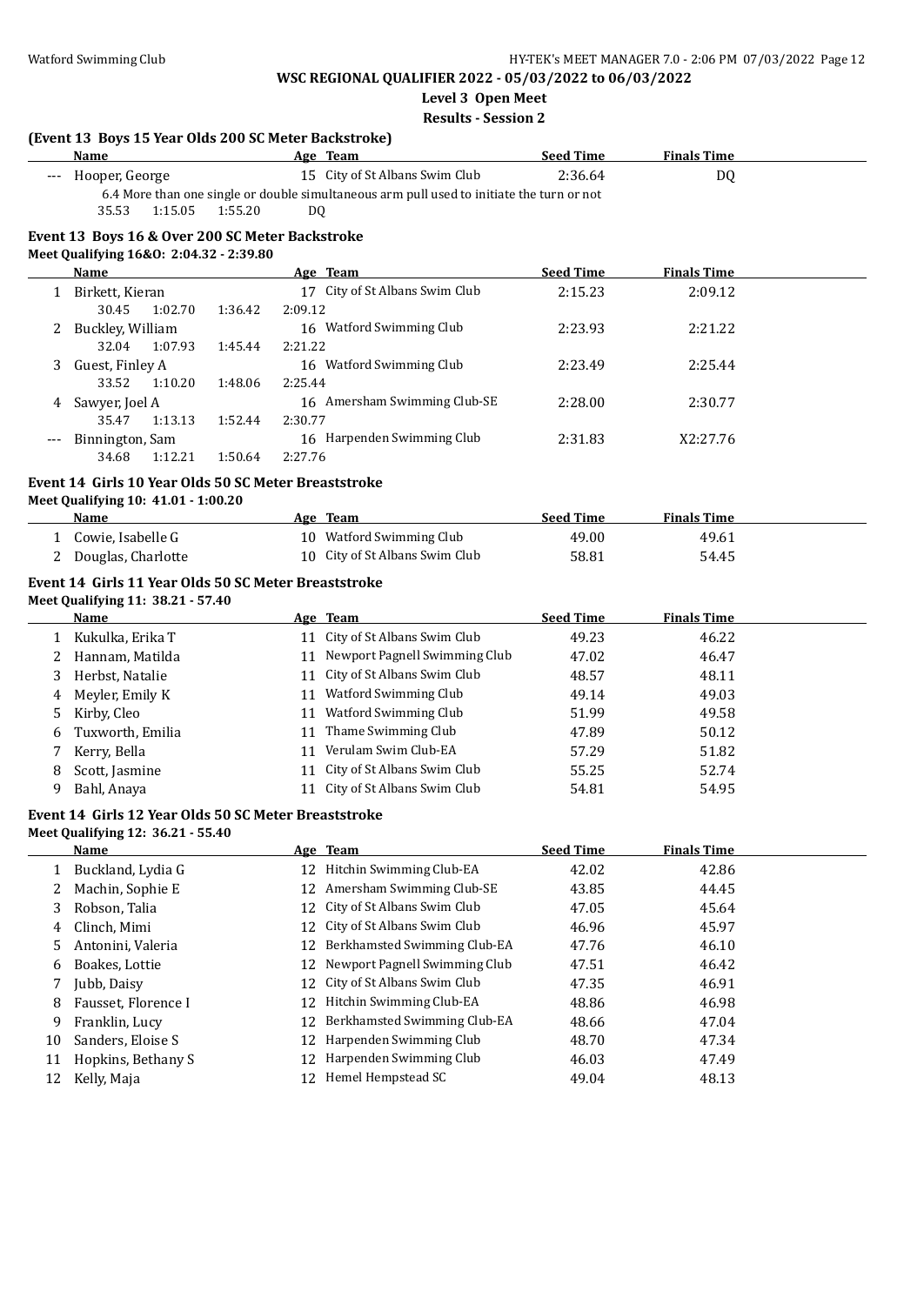## WSC REGIONAL QUALIFIER 2022 - 05/03/2022 to 06/03/2022

**Level 3 Open Meet**

**Results - Session 2**

### (Event 13 Boys 15 Year Olds 200 SC Meter Backstroke)

| | Name | Age | Team | Seed Time | Finals Time |
|---|---|---|---|---|---|
| --- | Hooper, George | 15 | City of St Albans Swim Club | 2:36.64 | DQ |
| | 6.4 More than one single or double simultaneous arm pull used to initiate the turn or not | | | | |
| | 35.53 1:15.05 1:55.20 DQ | | | | |

### Event 13 Boys 16 & Over 200 SC Meter Backstroke

**Meet Qualifying 16&O: 2:04.32 - 2:39.80**

| | Name | Age | Team | Seed Time | Finals Time |
|---|---|---|---|---|---|
| 1 | Birkett, Kieran | 17 | City of St Albans Swim Club | 2:15.23 | 2:09.12 |
| | 30.45 1:02.70 1:36.42 2:09.12 | | | | |
| 2 | Buckley, William | 16 | Watford Swimming Club | 2:23.93 | 2:21.22 |
| | 32.04 1:07.93 1:45.44 2:21.22 | | | | |
| 3 | Guest, Finley A | 16 | Watford Swimming Club | 2:23.49 | 2:25.44 |
| | 33.52 1:10.20 1:48.06 2:25.44 | | | | |
| 4 | Sawyer, Joel A | 16 | Amersham Swimming Club-SE | 2:28.00 | 2:30.77 |
| | 35.47 1:13.13 1:52.44 2:30.77 | | | | |
| --- | Binnington, Sam | 16 | Harpenden Swimming Club | 2:31.83 | X2:27.76 |
| | 34.68 1:12.21 1:50.64 2:27.76 | | | | |

### Event 14 Girls 10 Year Olds 50 SC Meter Breaststroke

**Meet Qualifying 10: 41.01 - 1:00.20**

| | Name | Age | Team | Seed Time | Finals Time |
|---|---|---|---|---|---|
| 1 | Cowie, Isabelle G | 10 | Watford Swimming Club | 49.00 | 49.61 |
| 2 | Douglas, Charlotte | 10 | City of St Albans Swim Club | 58.81 | 54.45 |

### Event 14 Girls 11 Year Olds 50 SC Meter Breaststroke

**Meet Qualifying 11: 38.21 - 57.40**

| | Name | Age | Team | Seed Time | Finals Time |
|---|---|---|---|---|---|
| 1 | Kukulka, Erika T | 11 | City of St Albans Swim Club | 49.23 | 46.22 |
| 2 | Hannam, Matilda | 11 | Newport Pagnell Swimming Club | 47.02 | 46.47 |
| 3 | Herbst, Natalie | 11 | City of St Albans Swim Club | 48.57 | 48.11 |
| 4 | Meyler, Emily K | 11 | Watford Swimming Club | 49.14 | 49.03 |
| 5 | Kirby, Cleo | 11 | Watford Swimming Club | 51.99 | 49.58 |
| 6 | Tuxworth, Emilia | 11 | Thame Swimming Club | 47.89 | 50.12 |
| 7 | Kerry, Bella | 11 | Verulam Swim Club-EA | 57.29 | 51.82 |
| 8 | Scott, Jasmine | 11 | City of St Albans Swim Club | 55.25 | 52.74 |
| 9 | Bahl, Anaya | 11 | City of St Albans Swim Club | 54.81 | 54.95 |

### Event 14 Girls 12 Year Olds 50 SC Meter Breaststroke

**Meet Qualifying 12: 36.21 - 55.40**

| | Name | Age | Team | Seed Time | Finals Time |
|---|---|---|---|---|---|
| 1 | Buckland, Lydia G | 12 | Hitchin Swimming Club-EA | 42.02 | 42.86 |
| 2 | Machin, Sophie E | 12 | Amersham Swimming Club-SE | 43.85 | 44.45 |
| 3 | Robson, Talia | 12 | City of St Albans Swim Club | 47.05 | 45.64 |
| 4 | Clinch, Mimi | 12 | City of St Albans Swim Club | 46.96 | 45.97 |
| 5 | Antonini, Valeria | 12 | Berkhamsted Swimming Club-EA | 47.76 | 46.10 |
| 6 | Boakes, Lottie | 12 | Newport Pagnell Swimming Club | 47.51 | 46.42 |
| 7 | Jubb, Daisy | 12 | City of St Albans Swim Club | 47.35 | 46.91 |
| 8 | Fausset, Florence I | 12 | Hitchin Swimming Club-EA | 48.86 | 46.98 |
| 9 | Franklin, Lucy | 12 | Berkhamsted Swimming Club-EA | 48.66 | 47.04 |
| 10 | Sanders, Eloise S | 12 | Harpenden Swimming Club | 48.70 | 47.34 |
| 11 | Hopkins, Bethany S | 12 | Harpenden Swimming Club | 46.03 | 47.49 |
| 12 | Kelly, Maja | 12 | Hemel Hempstead SC | 49.04 | 48.13 |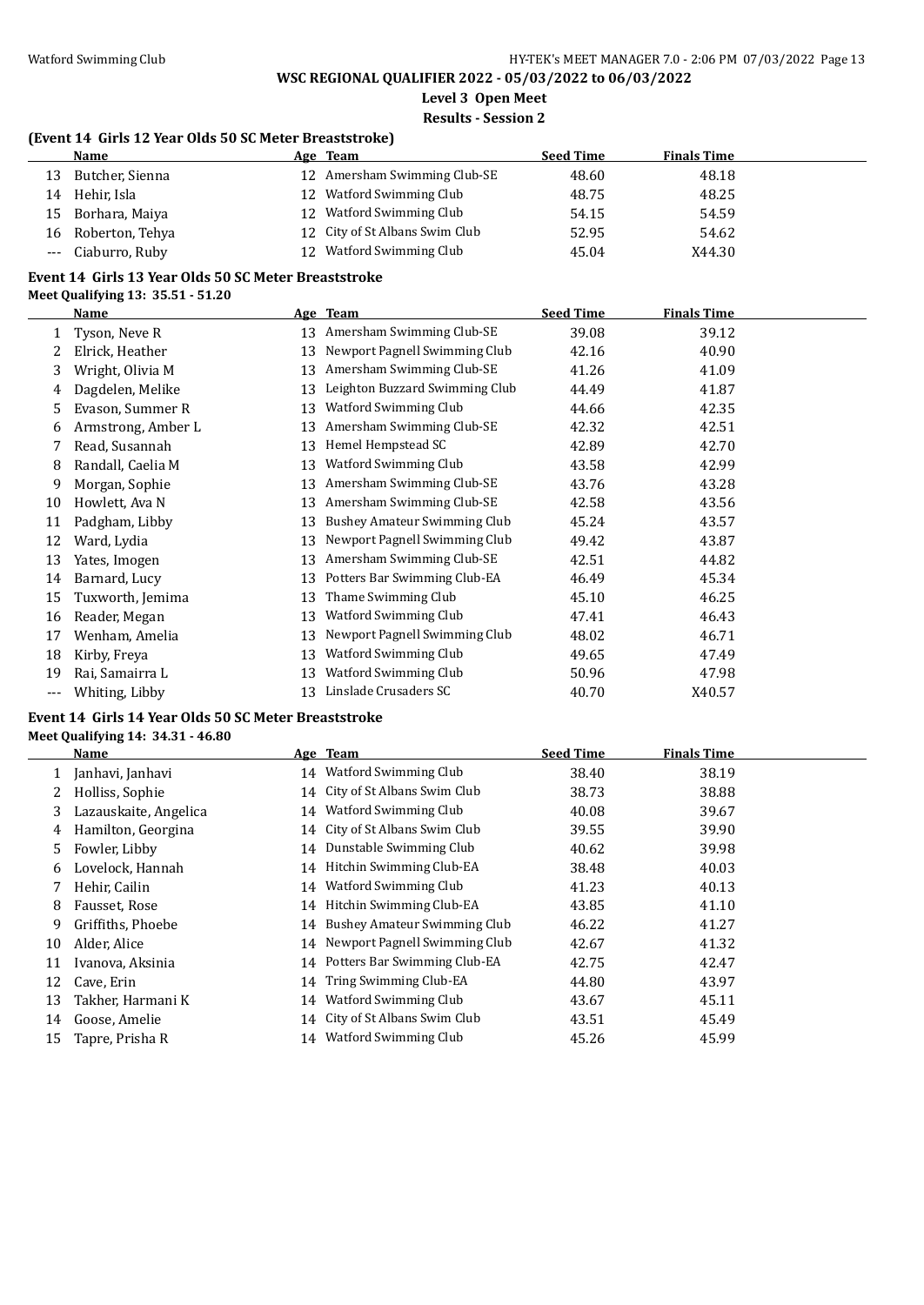**WSC REGIONAL QUALIFIER 2022 - 05/03/2022 to 06/03/2022**

**Level 3 Open Meet**

**Results - Session 2**

### (Event 14 Girls 12 Year Olds 50 SC Meter Breaststroke)

| | Name | Age | Team | Seed Time | Finals Time |
|---|---|---|---|---|---|
| 13 | Butcher, Sienna | 12 | Amersham Swimming Club-SE | 48.60 | 48.18 |
| 14 | Hehir, Isla | 12 | Watford Swimming Club | 48.75 | 48.25 |
| 15 | Borhara, Maiya | 12 | Watford Swimming Club | 54.15 | 54.59 |
| 16 | Roberton, Tehya | 12 | City of St Albans Swim Club | 52.95 | 54.62 |
| --- | Ciaburro, Ruby | 12 | Watford Swimming Club | 45.04 | X44.30 |

### Event 14 Girls 13 Year Olds 50 SC Meter Breaststroke

**Meet Qualifying 13: 35.51 - 51.20**

| | Name | Age | Team | Seed Time | Finals Time |
|---|---|---|---|---|---|
| 1 | Tyson, Neve R | 13 | Amersham Swimming Club-SE | 39.08 | 39.12 |
| 2 | Elrick, Heather | 13 | Newport Pagnell Swimming Club | 42.16 | 40.90 |
| 3 | Wright, Olivia M | 13 | Amersham Swimming Club-SE | 41.26 | 41.09 |
| 4 | Dagdelen, Melike | 13 | Leighton Buzzard Swimming Club | 44.49 | 41.87 |
| 5 | Evason, Summer R | 13 | Watford Swimming Club | 44.66 | 42.35 |
| 6 | Armstrong, Amber L | 13 | Amersham Swimming Club-SE | 42.32 | 42.51 |
| 7 | Read, Susannah | 13 | Hemel Hempstead SC | 42.89 | 42.70 |
| 8 | Randall, Caelia M | 13 | Watford Swimming Club | 43.58 | 42.99 |
| 9 | Morgan, Sophie | 13 | Amersham Swimming Club-SE | 43.76 | 43.28 |
| 10 | Howlett, Ava N | 13 | Amersham Swimming Club-SE | 42.58 | 43.56 |
| 11 | Padgham, Libby | 13 | Bushey Amateur Swimming Club | 45.24 | 43.57 |
| 12 | Ward, Lydia | 13 | Newport Pagnell Swimming Club | 49.42 | 43.87 |
| 13 | Yates, Imogen | 13 | Amersham Swimming Club-SE | 42.51 | 44.82 |
| 14 | Barnard, Lucy | 13 | Potters Bar Swimming Club-EA | 46.49 | 45.34 |
| 15 | Tuxworth, Jemima | 13 | Thame Swimming Club | 45.10 | 46.25 |
| 16 | Reader, Megan | 13 | Watford Swimming Club | 47.41 | 46.43 |
| 17 | Wenham, Amelia | 13 | Newport Pagnell Swimming Club | 48.02 | 46.71 |
| 18 | Kirby, Freya | 13 | Watford Swimming Club | 49.65 | 47.49 |
| 19 | Rai, Samairra L | 13 | Watford Swimming Club | 50.96 | 47.98 |
| --- | Whiting, Libby | 13 | Linslade Crusaders SC | 40.70 | X40.57 |

### Event 14 Girls 14 Year Olds 50 SC Meter Breaststroke

**Meet Qualifying 14: 34.31 - 46.80**

| | Name | Age | Team | Seed Time | Finals Time |
|---|---|---|---|---|---|
| 1 | Janhavi, Janhavi | 14 | Watford Swimming Club | 38.40 | 38.19 |
| 2 | Holliss, Sophie | 14 | City of St Albans Swim Club | 38.73 | 38.88 |
| 3 | Lazauskaite, Angelica | 14 | Watford Swimming Club | 40.08 | 39.67 |
| 4 | Hamilton, Georgina | 14 | City of St Albans Swim Club | 39.55 | 39.90 |
| 5 | Fowler, Libby | 14 | Dunstable Swimming Club | 40.62 | 39.98 |
| 6 | Lovelock, Hannah | 14 | Hitchin Swimming Club-EA | 38.48 | 40.03 |
| 7 | Hehir, Cailin | 14 | Watford Swimming Club | 41.23 | 40.13 |
| 8 | Fausset, Rose | 14 | Hitchin Swimming Club-EA | 43.85 | 41.10 |
| 9 | Griffiths, Phoebe | 14 | Bushey Amateur Swimming Club | 46.22 | 41.27 |
| 10 | Alder, Alice | 14 | Newport Pagnell Swimming Club | 42.67 | 41.32 |
| 11 | Ivanova, Aksinia | 14 | Potters Bar Swimming Club-EA | 42.75 | 42.47 |
| 12 | Cave, Erin | 14 | Tring Swimming Club-EA | 44.80 | 43.97 |
| 13 | Takher, Harmani K | 14 | Watford Swimming Club | 43.67 | 45.11 |
| 14 | Goose, Amelie | 14 | City of St Albans Swim Club | 43.51 | 45.49 |
| 15 | Tapre, Prisha R | 14 | Watford Swimming Club | 45.26 | 45.99 |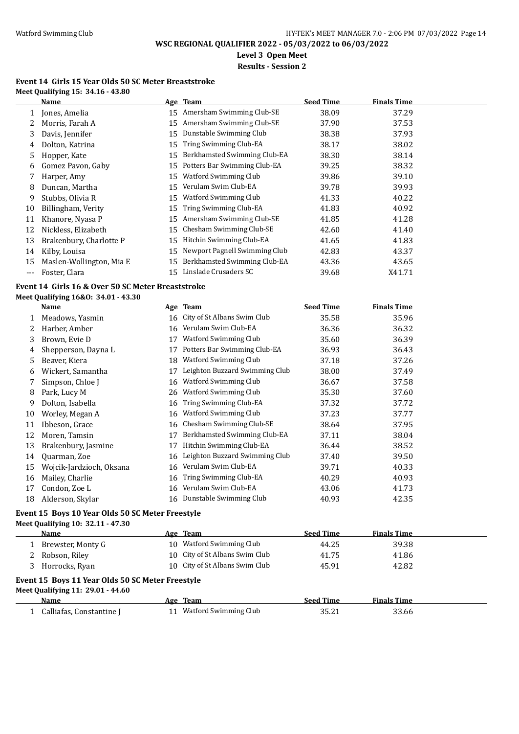**WSC REGIONAL QUALIFIER 2022 - 05/03/2022 to 06/03/2022**
**Level 3 Open Meet**
**Results - Session 2**

### Event 14 Girls 15 Year Olds 50 SC Meter Breaststroke

**Meet Qualifying 15: 34.16 - 43.80**

| | Name | Age | Team | Seed Time | Finals Time |
|---|---|---|---|---|---|
| 1 | Jones, Amelia | 15 | Amersham Swimming Club-SE | 38.09 | 37.29 |
| 2 | Morris, Farah A | 15 | Amersham Swimming Club-SE | 37.90 | 37.53 |
| 3 | Davis, Jennifer | 15 | Dunstable Swimming Club | 38.38 | 37.93 |
| 4 | Dolton, Katrina | 15 | Tring Swimming Club-EA | 38.17 | 38.02 |
| 5 | Hopper, Kate | 15 | Berkhamsted Swimming Club-EA | 38.30 | 38.14 |
| 6 | Gomez Pavon, Gaby | 15 | Potters Bar Swimming Club-EA | 39.25 | 38.32 |
| 7 | Harper, Amy | 15 | Watford Swimming Club | 39.86 | 39.10 |
| 8 | Duncan, Martha | 15 | Verulam Swim Club-EA | 39.78 | 39.93 |
| 9 | Stubbs, Olivia R | 15 | Watford Swimming Club | 41.33 | 40.22 |
| 10 | Billingham, Verity | 15 | Tring Swimming Club-EA | 41.83 | 40.92 |
| 11 | Khanore, Nyasa P | 15 | Amersham Swimming Club-SE | 41.85 | 41.28 |
| 12 | Nickless, Elizabeth | 15 | Chesham Swimming Club-SE | 42.60 | 41.40 |
| 13 | Brakenbury, Charlotte P | 15 | Hitchin Swimming Club-EA | 41.65 | 41.83 |
| 14 | Kilby, Louisa | 15 | Newport Pagnell Swimming Club | 42.83 | 43.37 |
| 15 | Maslen-Wollington, Mia E | 15 | Berkhamsted Swimming Club-EA | 43.36 | 43.65 |
| --- | Foster, Clara | 15 | Linslade Crusaders SC | 39.68 | X41.71 |

### Event 14 Girls 16 & Over 50 SC Meter Breaststroke

**Meet Qualifying 16&O: 34.01 - 43.30**

| | Name | Age | Team | Seed Time | Finals Time |
|---|---|---|---|---|---|
| 1 | Meadows, Yasmin | 16 | City of St Albans Swim Club | 35.58 | 35.96 |
| 2 | Harber, Amber | 16 | Verulam Swim Club-EA | 36.36 | 36.32 |
| 3 | Brown, Evie D | 17 | Watford Swimming Club | 35.60 | 36.39 |
| 4 | Shepperson, Dayna L | 17 | Potters Bar Swimming Club-EA | 36.93 | 36.43 |
| 5 | Beaver, Kiera | 18 | Watford Swimming Club | 37.18 | 37.26 |
| 6 | Wickert, Samantha | 17 | Leighton Buzzard Swimming Club | 38.00 | 37.49 |
| 7 | Simpson, Chloe J | 16 | Watford Swimming Club | 36.67 | 37.58 |
| 8 | Park, Lucy M | 26 | Watford Swimming Club | 35.30 | 37.60 |
| 9 | Dolton, Isabella | 16 | Tring Swimming Club-EA | 37.32 | 37.72 |
| 10 | Worley, Megan A | 16 | Watford Swimming Club | 37.23 | 37.77 |
| 11 | Ibbeson, Grace | 16 | Chesham Swimming Club-SE | 38.64 | 37.95 |
| 12 | Moren, Tamsin | 17 | Berkhamsted Swimming Club-EA | 37.11 | 38.04 |
| 13 | Brakenbury, Jasmine | 17 | Hitchin Swimming Club-EA | 36.44 | 38.52 |
| 14 | Quarman, Zoe | 16 | Leighton Buzzard Swimming Club | 37.40 | 39.50 |
| 15 | Wojcik-Jardzioch, Oksana | 16 | Verulam Swim Club-EA | 39.71 | 40.33 |
| 16 | Mailey, Charlie | 16 | Tring Swimming Club-EA | 40.29 | 40.93 |
| 17 | Condon, Zoe L | 16 | Verulam Swim Club-EA | 43.06 | 41.73 |
| 18 | Alderson, Skylar | 16 | Dunstable Swimming Club | 40.93 | 42.35 |

### Event 15 Boys 10 Year Olds 50 SC Meter Freestyle

**Meet Qualifying 10: 32.11 - 47.30**

| | Name | Age | Team | Seed Time | Finals Time |
|---|---|---|---|---|---|
| 1 | Brewster, Monty G | 10 | Watford Swimming Club | 44.25 | 39.38 |
| 2 | Robson, Riley | 10 | City of St Albans Swim Club | 41.75 | 41.86 |
| 3 | Horrocks, Ryan | 10 | City of St Albans Swim Club | 45.91 | 42.82 |

### Event 15 Boys 11 Year Olds 50 SC Meter Freestyle

**Meet Qualifying 11: 29.01 - 44.60**

| | Name | Age | Team | Seed Time | Finals Time |
|---|---|---|---|---|---|
| 1 | Calliafas, Constantine J | 11 | Watford Swimming Club | 35.21 | 33.66 |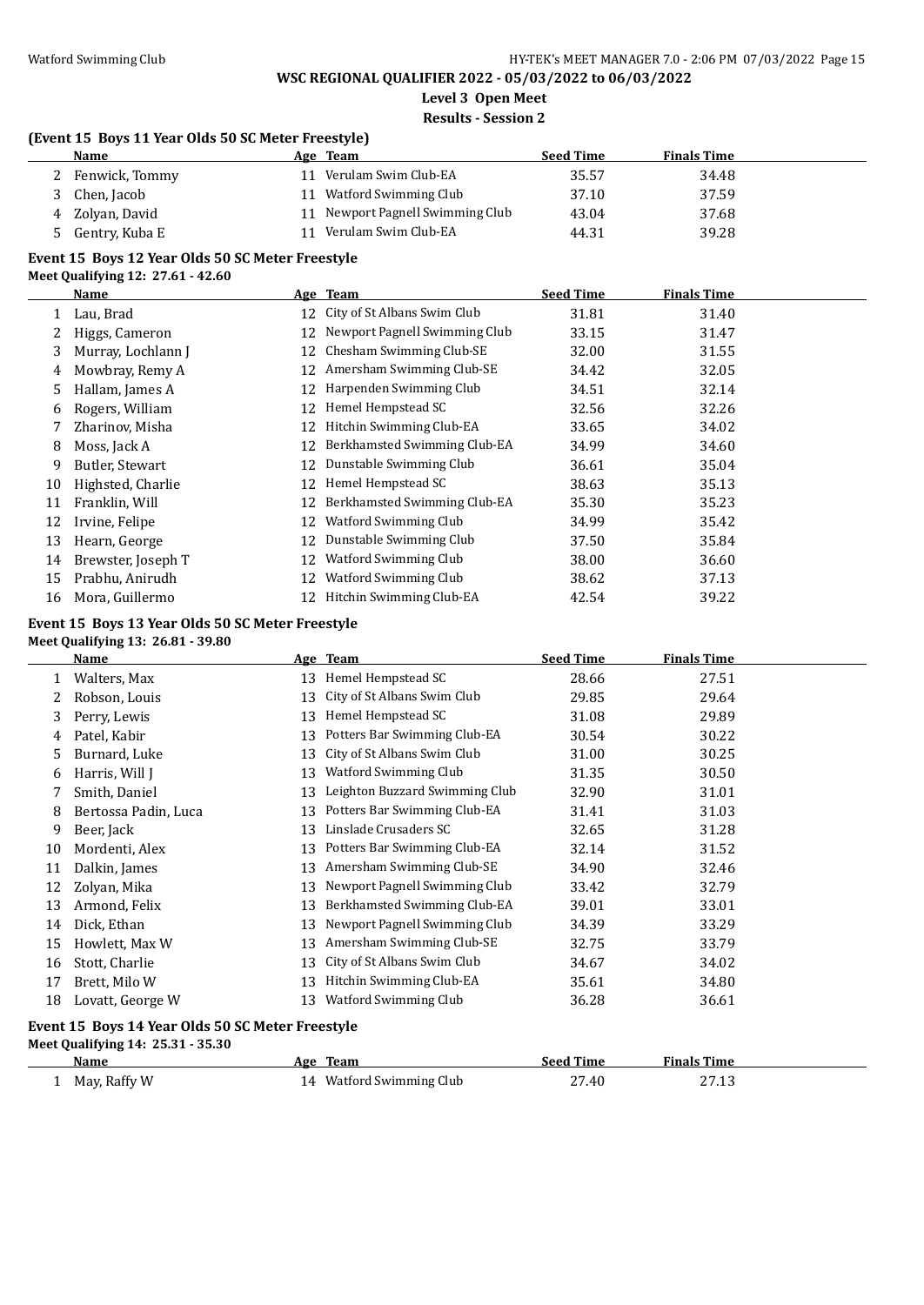**WSC REGIONAL QUALIFIER 2022 - 05/03/2022 to 06/03/2022**

**Level 3 Open Meet**

**Results - Session 2**

### (Event 15 Boys 11 Year Olds 50 SC Meter Freestyle)

| | Name | Age | Team | Seed Time | Finals Time |
|---|---|---|---|---|---|
| 2 | Fenwick, Tommy | 11 | Verulam Swim Club-EA | 35.57 | 34.48 |
| 3 | Chen, Jacob | 11 | Watford Swimming Club | 37.10 | 37.59 |
| 4 | Zolyan, David | 11 | Newport Pagnell Swimming Club | 43.04 | 37.68 |
| 5 | Gentry, Kuba E | 11 | Verulam Swim Club-EA | 44.31 | 39.28 |

### Event 15 Boys 12 Year Olds 50 SC Meter Freestyle

**Meet Qualifying 12: 27.61 - 42.60**

| | Name | Age | Team | Seed Time | Finals Time |
|---|---|---|---|---|---|
| 1 | Lau, Brad | 12 | City of St Albans Swim Club | 31.81 | 31.40 |
| 2 | Higgs, Cameron | 12 | Newport Pagnell Swimming Club | 33.15 | 31.47 |
| 3 | Murray, Lochlann J | 12 | Chesham Swimming Club-SE | 32.00 | 31.55 |
| 4 | Mowbray, Remy A | 12 | Amersham Swimming Club-SE | 34.42 | 32.05 |
| 5 | Hallam, James A | 12 | Harpenden Swimming Club | 34.51 | 32.14 |
| 6 | Rogers, William | 12 | Hemel Hempstead SC | 32.56 | 32.26 |
| 7 | Zharinov, Misha | 12 | Hitchin Swimming Club-EA | 33.65 | 34.02 |
| 8 | Moss, Jack A | 12 | Berkhamsted Swimming Club-EA | 34.99 | 34.60 |
| 9 | Butler, Stewart | 12 | Dunstable Swimming Club | 36.61 | 35.04 |
| 10 | Highsted, Charlie | 12 | Hemel Hempstead SC | 38.63 | 35.13 |
| 11 | Franklin, Will | 12 | Berkhamsted Swimming Club-EA | 35.30 | 35.23 |
| 12 | Irvine, Felipe | 12 | Watford Swimming Club | 34.99 | 35.42 |
| 13 | Hearn, George | 12 | Dunstable Swimming Club | 37.50 | 35.84 |
| 14 | Brewster, Joseph T | 12 | Watford Swimming Club | 38.00 | 36.60 |
| 15 | Prabhu, Anirudh | 12 | Watford Swimming Club | 38.62 | 37.13 |
| 16 | Mora, Guillermo | 12 | Hitchin Swimming Club-EA | 42.54 | 39.22 |

### Event 15 Boys 13 Year Olds 50 SC Meter Freestyle

**Meet Qualifying 13: 26.81 - 39.80**

| | Name | Age | Team | Seed Time | Finals Time |
|---|---|---|---|---|---|
| 1 | Walters, Max | 13 | Hemel Hempstead SC | 28.66 | 27.51 |
| 2 | Robson, Louis | 13 | City of St Albans Swim Club | 29.85 | 29.64 |
| 3 | Perry, Lewis | 13 | Hemel Hempstead SC | 31.08 | 29.89 |
| 4 | Patel, Kabir | 13 | Potters Bar Swimming Club-EA | 30.54 | 30.22 |
| 5 | Burnard, Luke | 13 | City of St Albans Swim Club | 31.00 | 30.25 |
| 6 | Harris, Will J | 13 | Watford Swimming Club | 31.35 | 30.50 |
| 7 | Smith, Daniel | 13 | Leighton Buzzard Swimming Club | 32.90 | 31.01 |
| 8 | Bertossa Padin, Luca | 13 | Potters Bar Swimming Club-EA | 31.41 | 31.03 |
| 9 | Beer, Jack | 13 | Linslade Crusaders SC | 32.65 | 31.28 |
| 10 | Mordenti, Alex | 13 | Potters Bar Swimming Club-EA | 32.14 | 31.52 |
| 11 | Dalkin, James | 13 | Amersham Swimming Club-SE | 34.90 | 32.46 |
| 12 | Zolyan, Mika | 13 | Newport Pagnell Swimming Club | 33.42 | 32.79 |
| 13 | Armond, Felix | 13 | Berkhamsted Swimming Club-EA | 39.01 | 33.01 |
| 14 | Dick, Ethan | 13 | Newport Pagnell Swimming Club | 34.39 | 33.29 |
| 15 | Howlett, Max W | 13 | Amersham Swimming Club-SE | 32.75 | 33.79 |
| 16 | Stott, Charlie | 13 | City of St Albans Swim Club | 34.67 | 34.02 |
| 17 | Brett, Milo W | 13 | Hitchin Swimming Club-EA | 35.61 | 34.80 |
| 18 | Lovatt, George W | 13 | Watford Swimming Club | 36.28 | 36.61 |

### Event 15 Boys 14 Year Olds 50 SC Meter Freestyle

**Meet Qualifying 14: 25.31 - 35.30**

| | Name | Age | Team | Seed Time | Finals Time |
|---|---|---|---|---|---|
| 1 | May, Raffy W | 14 | Watford Swimming Club | 27.40 | 27.13 |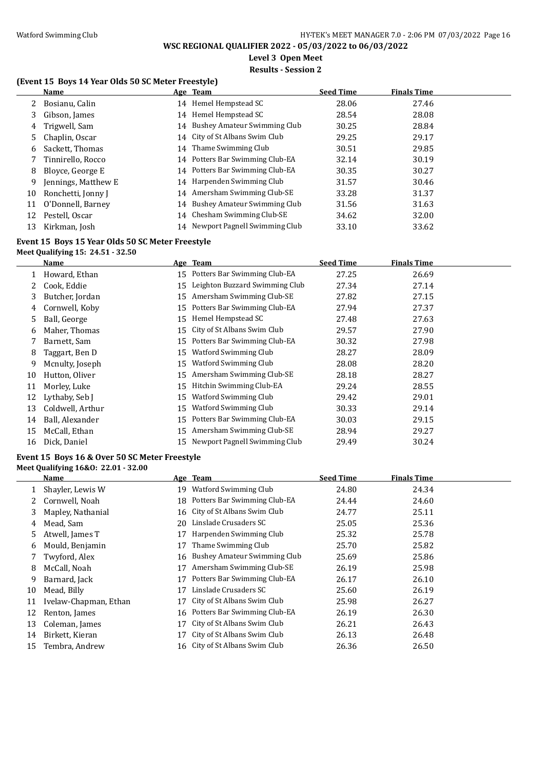# WSC REGIONAL QUALIFIER 2022 - 05/03/2022 to 06/03/2022

**Level 3 Open Meet**

**Results - Session 2**

### (Event 15 Boys 14 Year Olds 50 SC Meter Freestyle)

| | Name | Age | Team | Seed Time | Finals Time |
|---|---|---|---|---|---|
| 2 | Bosianu, Calin | 14 | Hemel Hempstead SC | 28.06 | 27.46 |
| 3 | Gibson, James | 14 | Hemel Hempstead SC | 28.54 | 28.08 |
| 4 | Trigwell, Sam | 14 | Bushey Amateur Swimming Club | 30.25 | 28.84 |
| 5 | Chaplin, Oscar | 14 | City of St Albans Swim Club | 29.25 | 29.17 |
| 6 | Sackett, Thomas | 14 | Thame Swimming Club | 30.51 | 29.85 |
| 7 | Tinnirello, Rocco | 14 | Potters Bar Swimming Club-EA | 32.14 | 30.19 |
| 8 | Bloyce, George E | 14 | Potters Bar Swimming Club-EA | 30.35 | 30.27 |
| 9 | Jennings, Matthew E | 14 | Harpenden Swimming Club | 31.57 | 30.46 |
| 10 | Ronchetti, Jonny J | 14 | Amersham Swimming Club-SE | 33.28 | 31.37 |
| 11 | O'Donnell, Barney | 14 | Bushey Amateur Swimming Club | 31.56 | 31.63 |
| 12 | Pestell, Oscar | 14 | Chesham Swimming Club-SE | 34.62 | 32.00 |
| 13 | Kirkman, Josh | 14 | Newport Pagnell Swimming Club | 33.10 | 33.62 |

### Event 15 Boys 15 Year Olds 50 SC Meter Freestyle

**Meet Qualifying 15: 24.51 - 32.50**

| | Name | Age | Team | Seed Time | Finals Time |
|---|---|---|---|---|---|
| 1 | Howard, Ethan | 15 | Potters Bar Swimming Club-EA | 27.25 | 26.69 |
| 2 | Cook, Eddie | 15 | Leighton Buzzard Swimming Club | 27.34 | 27.14 |
| 3 | Butcher, Jordan | 15 | Amersham Swimming Club-SE | 27.82 | 27.15 |
| 4 | Cornwell, Koby | 15 | Potters Bar Swimming Club-EA | 27.94 | 27.37 |
| 5 | Ball, George | 15 | Hemel Hempstead SC | 27.48 | 27.63 |
| 6 | Maher, Thomas | 15 | City of St Albans Swim Club | 29.57 | 27.90 |
| 7 | Barnett, Sam | 15 | Potters Bar Swimming Club-EA | 30.32 | 27.98 |
| 8 | Taggart, Ben D | 15 | Watford Swimming Club | 28.27 | 28.09 |
| 9 | Mcnulty, Joseph | 15 | Watford Swimming Club | 28.08 | 28.20 |
| 10 | Hutton, Oliver | 15 | Amersham Swimming Club-SE | 28.18 | 28.27 |
| 11 | Morley, Luke | 15 | Hitchin Swimming Club-EA | 29.24 | 28.55 |
| 12 | Lythaby, Seb J | 15 | Watford Swimming Club | 29.42 | 29.01 |
| 13 | Coldwell, Arthur | 15 | Watford Swimming Club | 30.33 | 29.14 |
| 14 | Ball, Alexander | 15 | Potters Bar Swimming Club-EA | 30.03 | 29.15 |
| 15 | McCall, Ethan | 15 | Amersham Swimming Club-SE | 28.94 | 29.27 |
| 16 | Dick, Daniel | 15 | Newport Pagnell Swimming Club | 29.49 | 30.24 |

### Event 15 Boys 16 & Over 50 SC Meter Freestyle

**Meet Qualifying 16&O: 22.01 - 32.00**

| | Name | Age | Team | Seed Time | Finals Time |
|---|---|---|---|---|---|
| 1 | Shayler, Lewis W | 19 | Watford Swimming Club | 24.80 | 24.34 |
| 2 | Cornwell, Noah | 18 | Potters Bar Swimming Club-EA | 24.44 | 24.60 |
| 3 | Mapley, Nathanial | 16 | City of St Albans Swim Club | 24.77 | 25.11 |
| 4 | Mead, Sam | 20 | Linslade Crusaders SC | 25.05 | 25.36 |
| 5 | Atwell, James T | 17 | Harpenden Swimming Club | 25.32 | 25.78 |
| 6 | Mould, Benjamin | 17 | Thame Swimming Club | 25.70 | 25.82 |
| 7 | Twyford, Alex | 16 | Bushey Amateur Swimming Club | 25.69 | 25.86 |
| 8 | McCall, Noah | 17 | Amersham Swimming Club-SE | 26.19 | 25.98 |
| 9 | Barnard, Jack | 17 | Potters Bar Swimming Club-EA | 26.17 | 26.10 |
| 10 | Mead, Billy | 17 | Linslade Crusaders SC | 25.60 | 26.19 |
| 11 | Ivelaw-Chapman, Ethan | 17 | City of St Albans Swim Club | 25.98 | 26.27 |
| 12 | Renton, James | 16 | Potters Bar Swimming Club-EA | 26.19 | 26.30 |
| 13 | Coleman, James | 17 | City of St Albans Swim Club | 26.21 | 26.43 |
| 14 | Birkett, Kieran | 17 | City of St Albans Swim Club | 26.13 | 26.48 |
| 15 | Tembra, Andrew | 16 | City of St Albans Swim Club | 26.36 | 26.50 |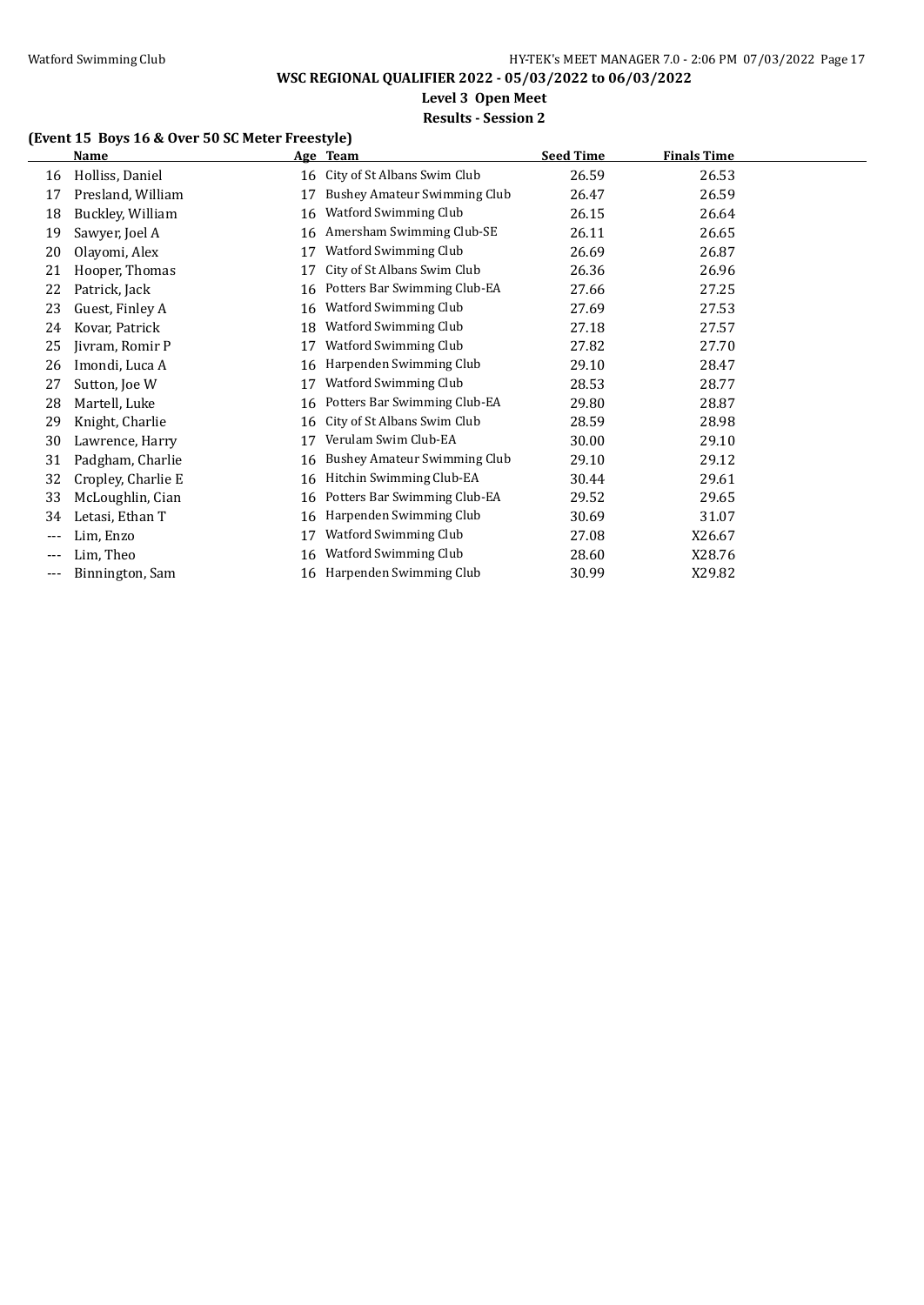**WSC REGIONAL QUALIFIER 2022 - 05/03/2022 to 06/03/2022**

**Level 3 Open Meet**

**Results - Session 2**

### (Event 15 Boys 16 & Over 50 SC Meter Freestyle)

| | Name | Age | Team | Seed Time | Finals Time |
|---|---|---|---|---|---|
| 16 | Holliss, Daniel | 16 | City of St Albans Swim Club | 26.59 | 26.53 |
| 17 | Presland, William | 17 | Bushey Amateur Swimming Club | 26.47 | 26.59 |
| 18 | Buckley, William | 16 | Watford Swimming Club | 26.15 | 26.64 |
| 19 | Sawyer, Joel A | 16 | Amersham Swimming Club-SE | 26.11 | 26.65 |
| 20 | Olayomi, Alex | 17 | Watford Swimming Club | 26.69 | 26.87 |
| 21 | Hooper, Thomas | 17 | City of St Albans Swim Club | 26.36 | 26.96 |
| 22 | Patrick, Jack | 16 | Potters Bar Swimming Club-EA | 27.66 | 27.25 |
| 23 | Guest, Finley A | 16 | Watford Swimming Club | 27.69 | 27.53 |
| 24 | Kovar, Patrick | 18 | Watford Swimming Club | 27.18 | 27.57 |
| 25 | Jivram, Romir P | 17 | Watford Swimming Club | 27.82 | 27.70 |
| 26 | Imondi, Luca A | 16 | Harpenden Swimming Club | 29.10 | 28.47 |
| 27 | Sutton, Joe W | 17 | Watford Swimming Club | 28.53 | 28.77 |
| 28 | Martell, Luke | 16 | Potters Bar Swimming Club-EA | 29.80 | 28.87 |
| 29 | Knight, Charlie | 16 | City of St Albans Swim Club | 28.59 | 28.98 |
| 30 | Lawrence, Harry | 17 | Verulam Swim Club-EA | 30.00 | 29.10 |
| 31 | Padgham, Charlie | 16 | Bushey Amateur Swimming Club | 29.10 | 29.12 |
| 32 | Cropley, Charlie E | 16 | Hitchin Swimming Club-EA | 30.44 | 29.61 |
| 33 | McLoughlin, Cian | 16 | Potters Bar Swimming Club-EA | 29.52 | 29.65 |
| 34 | Letasi, Ethan T | 16 | Harpenden Swimming Club | 30.69 | 31.07 |
| --- | Lim, Enzo | 17 | Watford Swimming Club | 27.08 | X26.67 |
| --- | Lim, Theo | 16 | Watford Swimming Club | 28.60 | X28.76 |
| --- | Binnington, Sam | 16 | Harpenden Swimming Club | 30.99 | X29.82 |